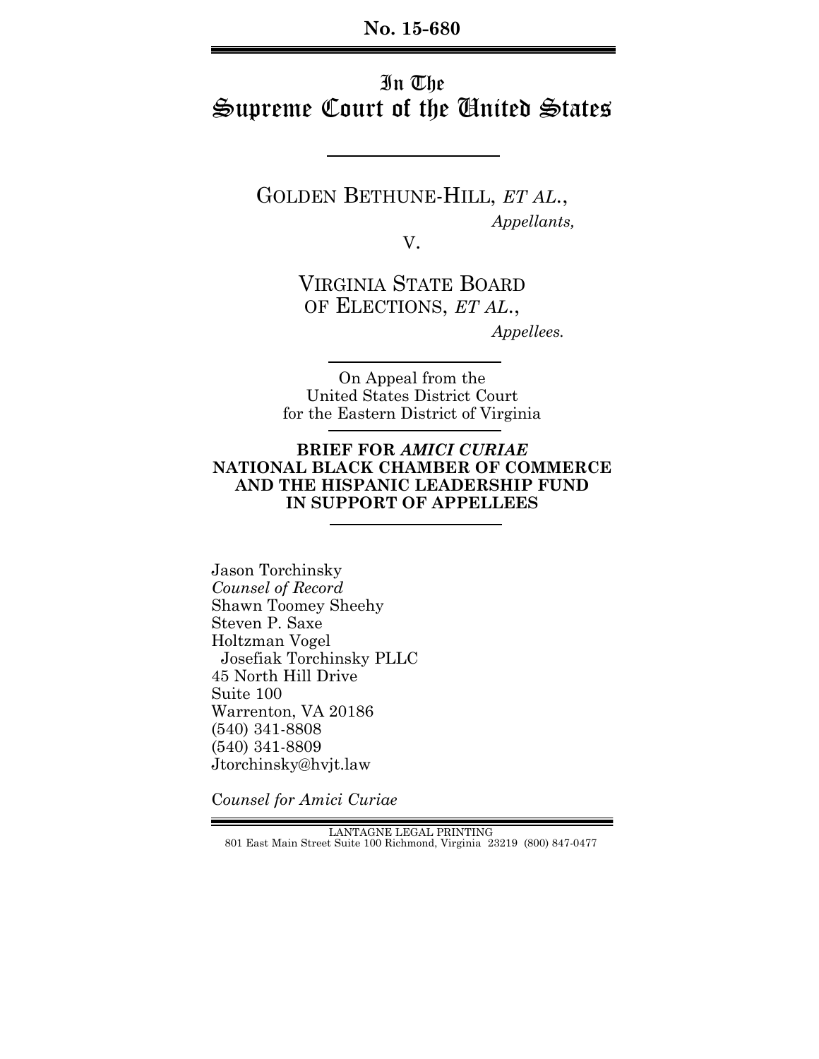**No. 15-680**

# In The Supreme Court of the United States

GOLDEN BETHUNE-HILL, *ET AL.*,

*Appellants,*

V.

VIRGINIA STATE BOARD OF ELECTIONS, *ET AL.*,

*Appellees.*

On Appeal from the United States District Court for the Eastern District of Virginia

**BRIEF FOR *AMICI CURIAE* NATIONAL BLACK CHAMBER OF COMMERCE AND THE HISPANIC LEADERSHIP FUND IN SUPPORT OF APPELLEES**

Jason Torchinsky
*Counsel of Record*
Shawn Toomey Sheehy
Steven P. Saxe
Holtzman Vogel
Josefiak Torchinsky PLLC
45 North Hill Drive
Suite 100
Warrenton, VA 20186
(540) 341-8808
(540) 341-8809
Jtorchinsky@hvjt.law

*Counsel for Amici Curiae*

LANTAGNE LEGAL PRINTING
801 East Main Street Suite 100 Richmond, Virginia 23219 (800) 847-0477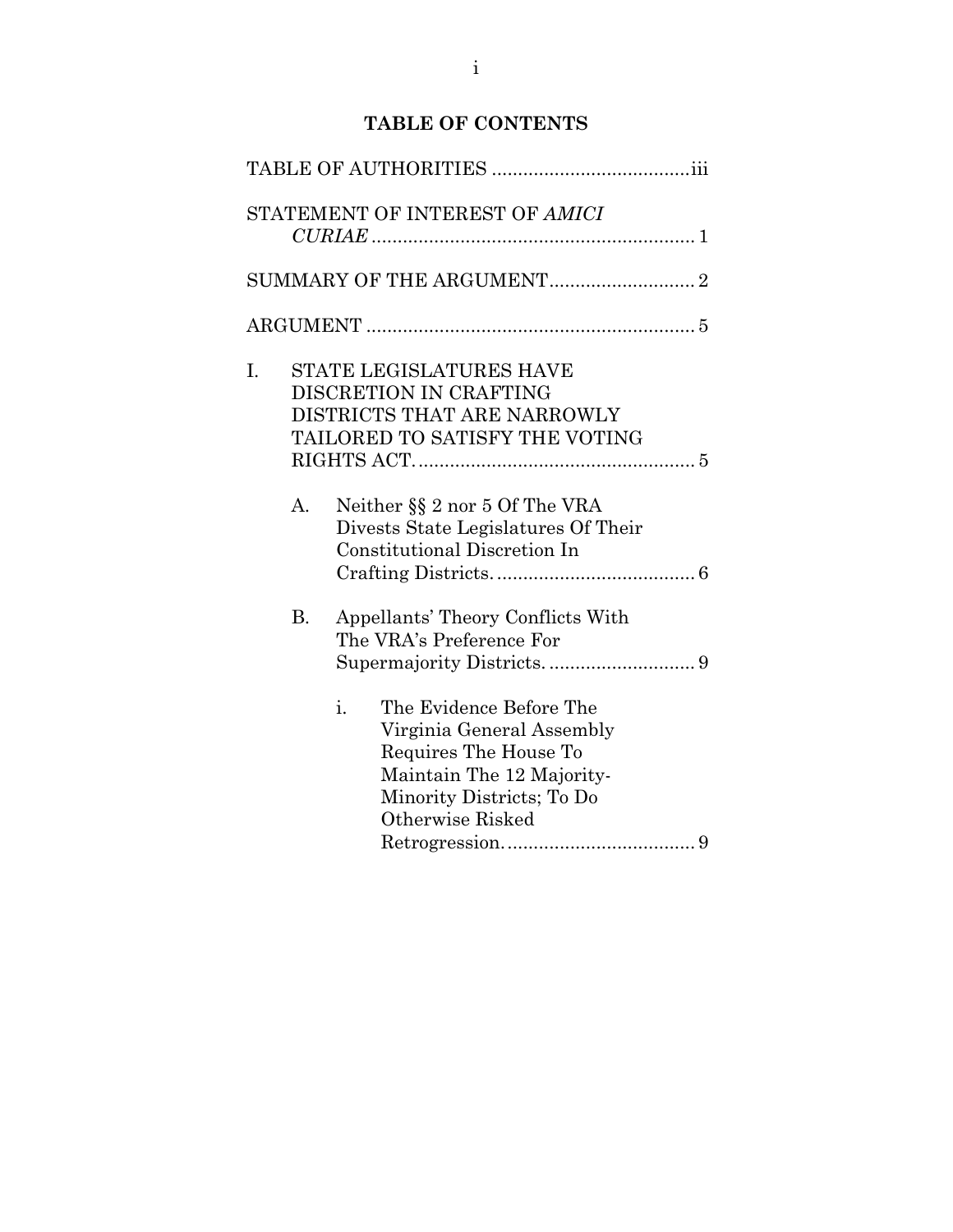# TABLE OF CONTENTS

TABLE OF AUTHORITIES ..................................... iii

STATEMENT OF INTEREST OF *AMICI CURIAE* ............................................................ 1

SUMMARY OF THE ARGUMENT ........................... 2

ARGUMENT ............................................................. 5

I. STATE LEGISLATURES HAVE DISCRETION IN CRAFTING DISTRICTS THAT ARE NARROWLY TAILORED TO SATISFY THE VOTING RIGHTS ACT. .................................................... 5

   A. Neither §§ 2 nor 5 Of The VRA Divests State Legislatures Of Their Constitutional Discretion In Crafting Districts. ..................................... 6

   B. Appellants' Theory Conflicts With The VRA's Preference For Supermajority Districts. ........................... 9

      i. The Evidence Before The Virginia General Assembly Requires The House To Maintain The 12 Majority-Minority Districts; To Do Otherwise Risked Retrogression. ................................... 9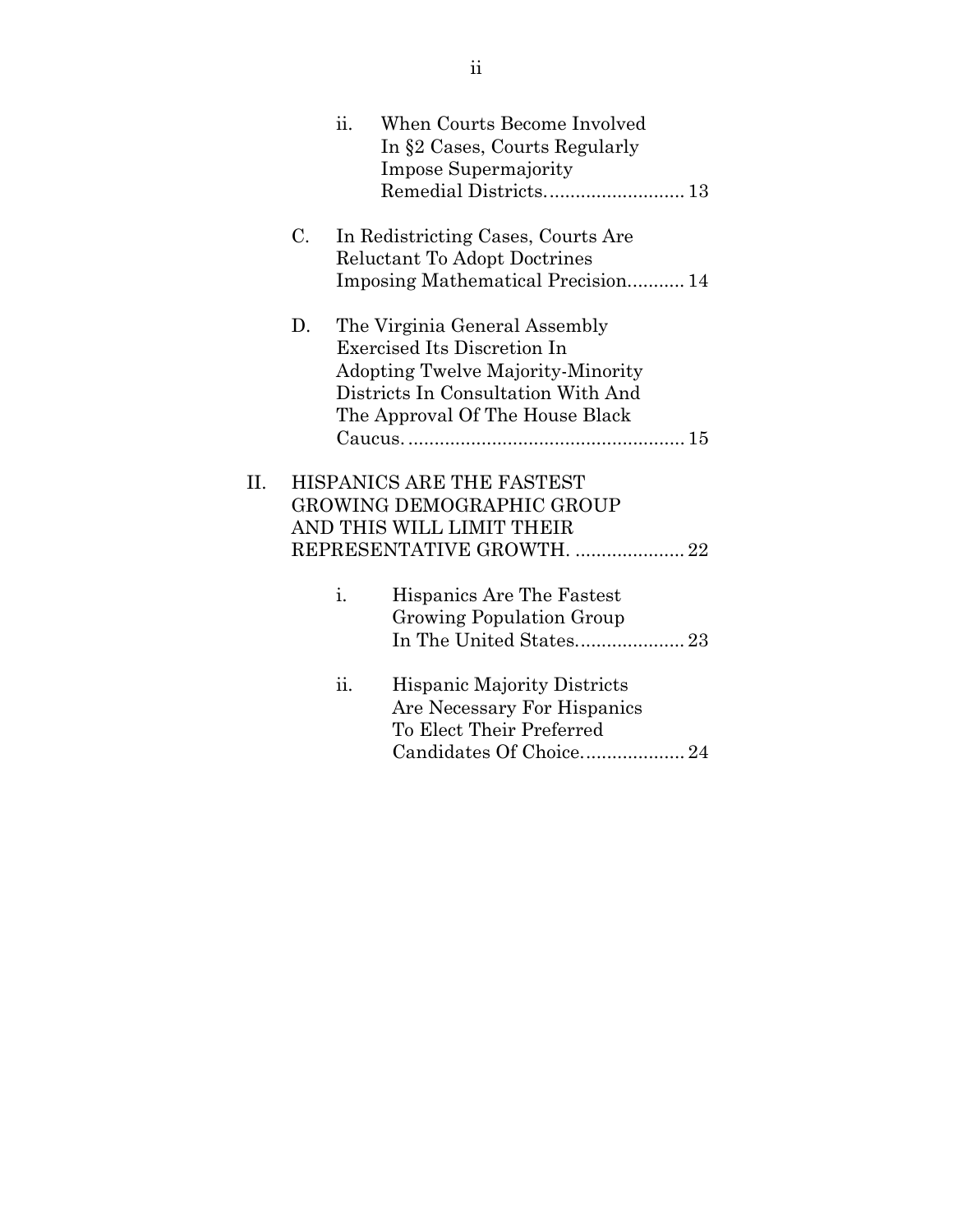- ii. When Courts Become Involved In §2 Cases, Courts Regularly Impose Supermajority Remedial Districts .......................... 13

C. In Redistricting Cases, Courts Are Reluctant To Adopt Doctrines Imposing Mathematical Precision........... 14

D. The Virginia General Assembly Exercised Its Discretion In Adopting Twelve Majority-Minority Districts In Consultation With And The Approval Of The House Black Caucus. .................................................... 15

II. HISPANICS ARE THE FASTEST GROWING DEMOGRAPHIC GROUP AND THIS WILL LIMIT THEIR REPRESENTATIVE GROWTH. .................... 22

- i. Hispanics Are The Fastest Growing Population Group In The United States.................... 23
- ii. Hispanic Majority Districts Are Necessary For Hispanics To Elect Their Preferred Candidates Of Choice................... 24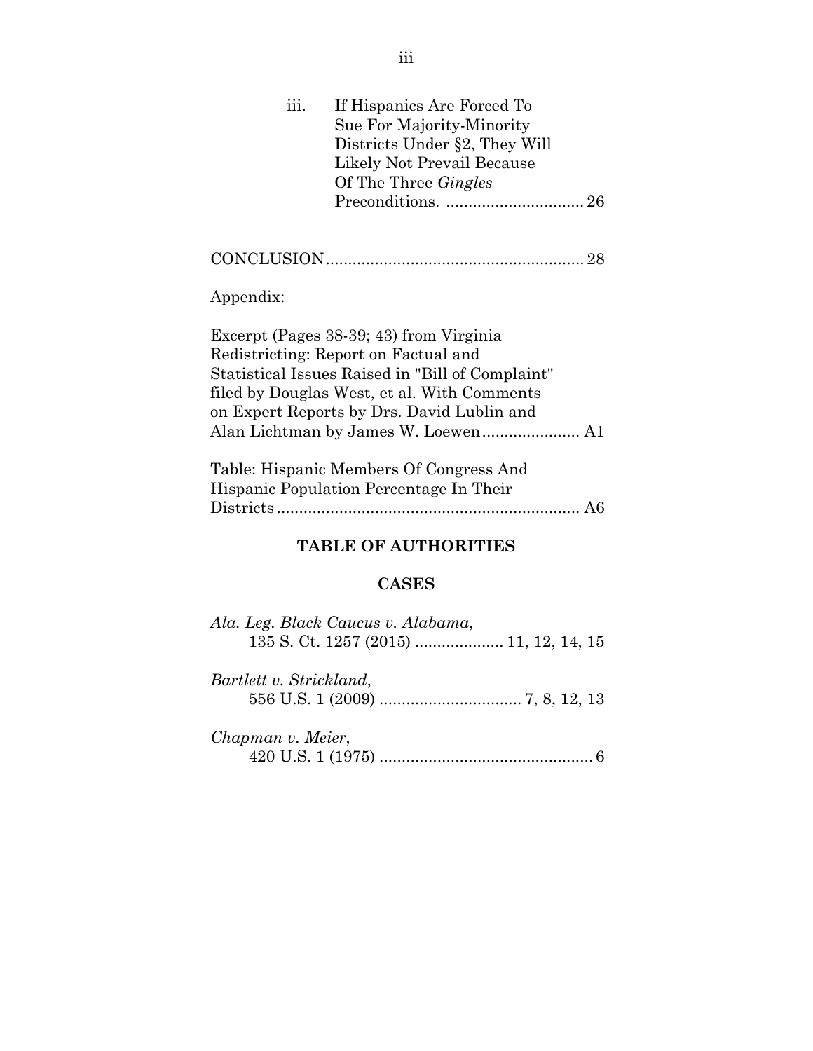iii. If Hispanics Are Forced To Sue For Majority-Minority Districts Under §2, They Will Likely Not Prevail Because Of The Three *Gingles* Preconditions. ............................... 26

CONCLUSION......................................................... 28

Appendix:

Excerpt (Pages 38-39; 43) from Virginia Redistricting: Report on Factual and Statistical Issues Raised in "Bill of Complaint" filed by Douglas West, et al. With Comments on Expert Reports by Drs. David Lublin and Alan Lichtman by James W. Loewen...................... A1

Table: Hispanic Members Of Congress And Hispanic Population Percentage In Their Districts.................................................................. A6

## TABLE OF AUTHORITIES

### CASES

*Ala. Leg. Black Caucus v. Alabama*,
135 S. Ct. 1257 (2015) .................... 11, 12, 14, 15

*Bartlett v. Strickland*,
556 U.S. 1 (2009) ................................ 7, 8, 12, 13

*Chapman v. Meier*,
420 U.S. 1 (1975) ................................................ 6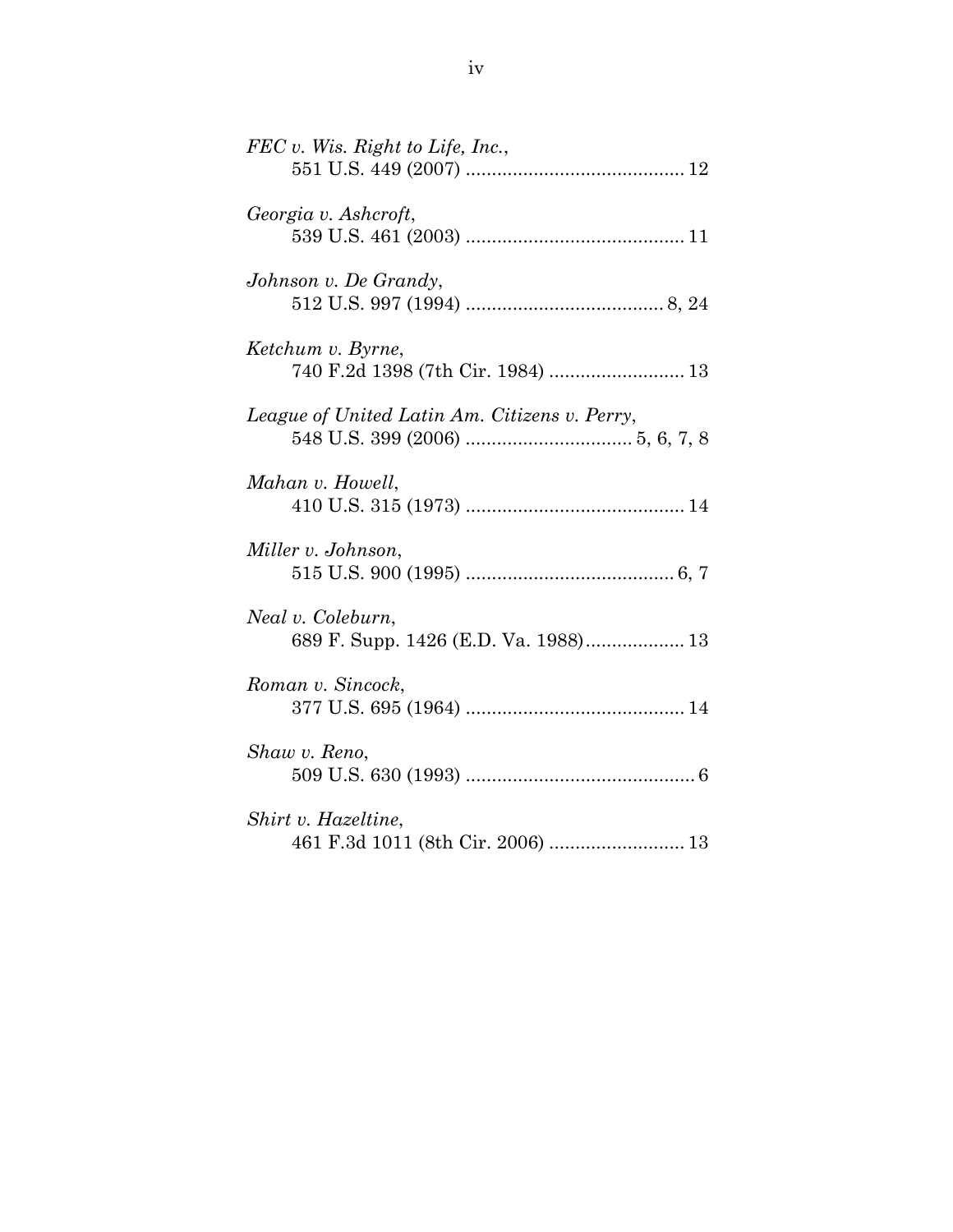*FEC v. Wis. Right to Life, Inc.*,
551 U.S. 449 (2007) .......................................... 12

*Georgia v. Ashcroft*,
539 U.S. 461 (2003) .......................................... 11

*Johnson v. De Grandy*,
512 U.S. 997 (1994) ...................................... 8, 24

*Ketchum v. Byrne*,
740 F.2d 1398 (7th Cir. 1984) .......................... 13

*League of United Latin Am. Citizens v. Perry*,
548 U.S. 399 (2006) ................................ 5, 6, 7, 8

*Mahan v. Howell*,
410 U.S. 315 (1973) .......................................... 14

*Miller v. Johnson*,
515 U.S. 900 (1995) ........................................ 6, 7

*Neal v. Coleburn*,
689 F. Supp. 1426 (E.D. Va. 1988)................... 13

*Roman v. Sincock*,
377 U.S. 695 (1964) .......................................... 14

*Shaw v. Reno*,
509 U.S. 630 (1993) ............................................ 6

*Shirt v. Hazeltine*,
461 F.3d 1011 (8th Cir. 2006) .......................... 13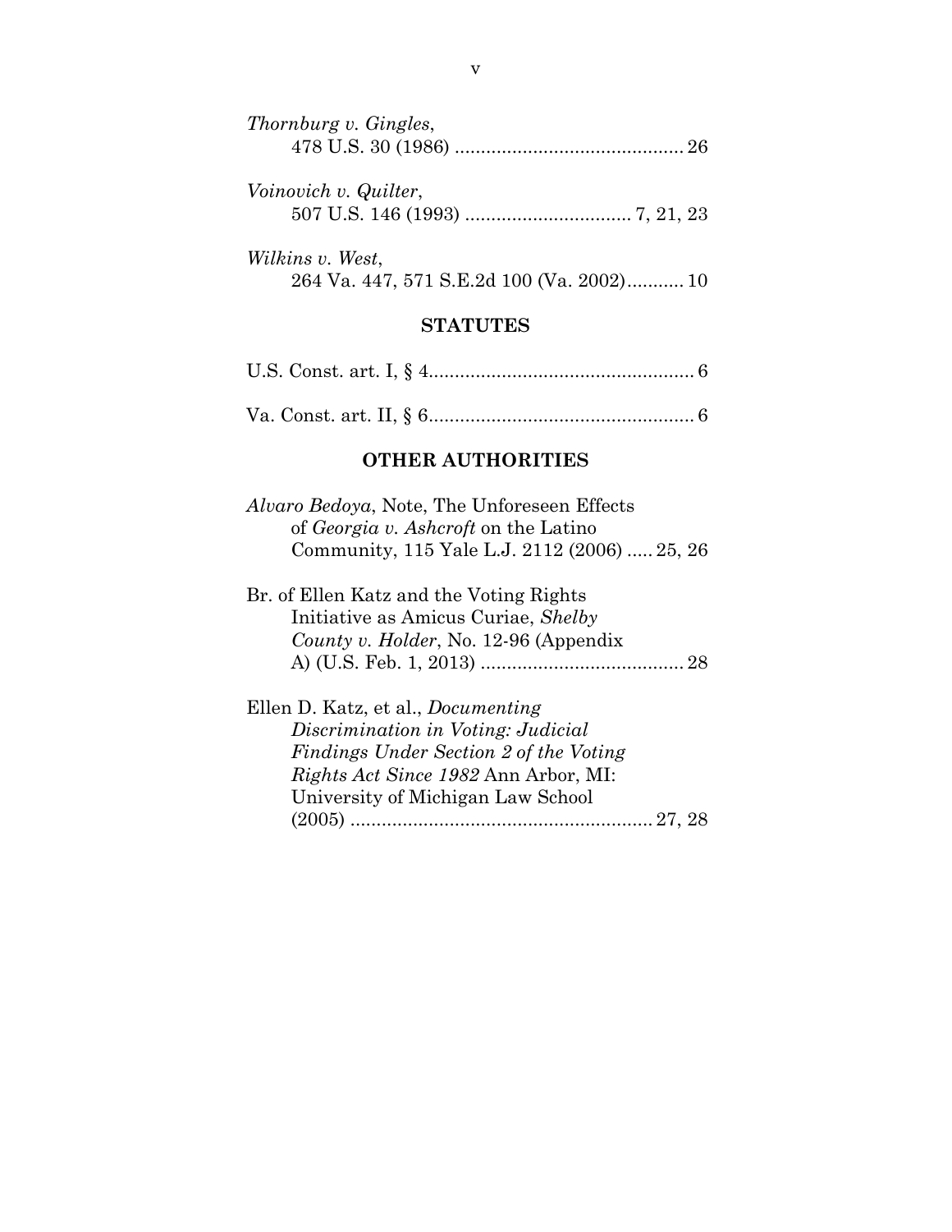*Thornburg v. Gingles*,
478 U.S. 30 (1986) ............................................ 26

*Voinovich v. Quilter*,
507 U.S. 146 (1993) ................................ 7, 21, 23

*Wilkins v. West*,
264 Va. 447, 571 S.E.2d 100 (Va. 2002)........... 10

## STATUTES

U.S. Const. art. I, § 4................................................... 6

Va. Const. art. II, § 6................................................... 6

## OTHER AUTHORITIES

*Alvaro Bedoya*, Note, The Unforeseen Effects of *Georgia v. Ashcroft* on the Latino Community, 115 Yale L.J. 2112 (2006) ..... 25, 26

Br. of Ellen Katz and the Voting Rights Initiative as Amicus Curiae, *Shelby County v. Holder*, No. 12-96 (Appendix A) (U.S. Feb. 1, 2013) ....................................... 28

Ellen D. Katz, et al., *Documenting Discrimination in Voting: Judicial Findings Under Section 2 of the Voting Rights Act Since 1982* Ann Arbor, MI: University of Michigan Law School (2005) .......................................................... 27, 28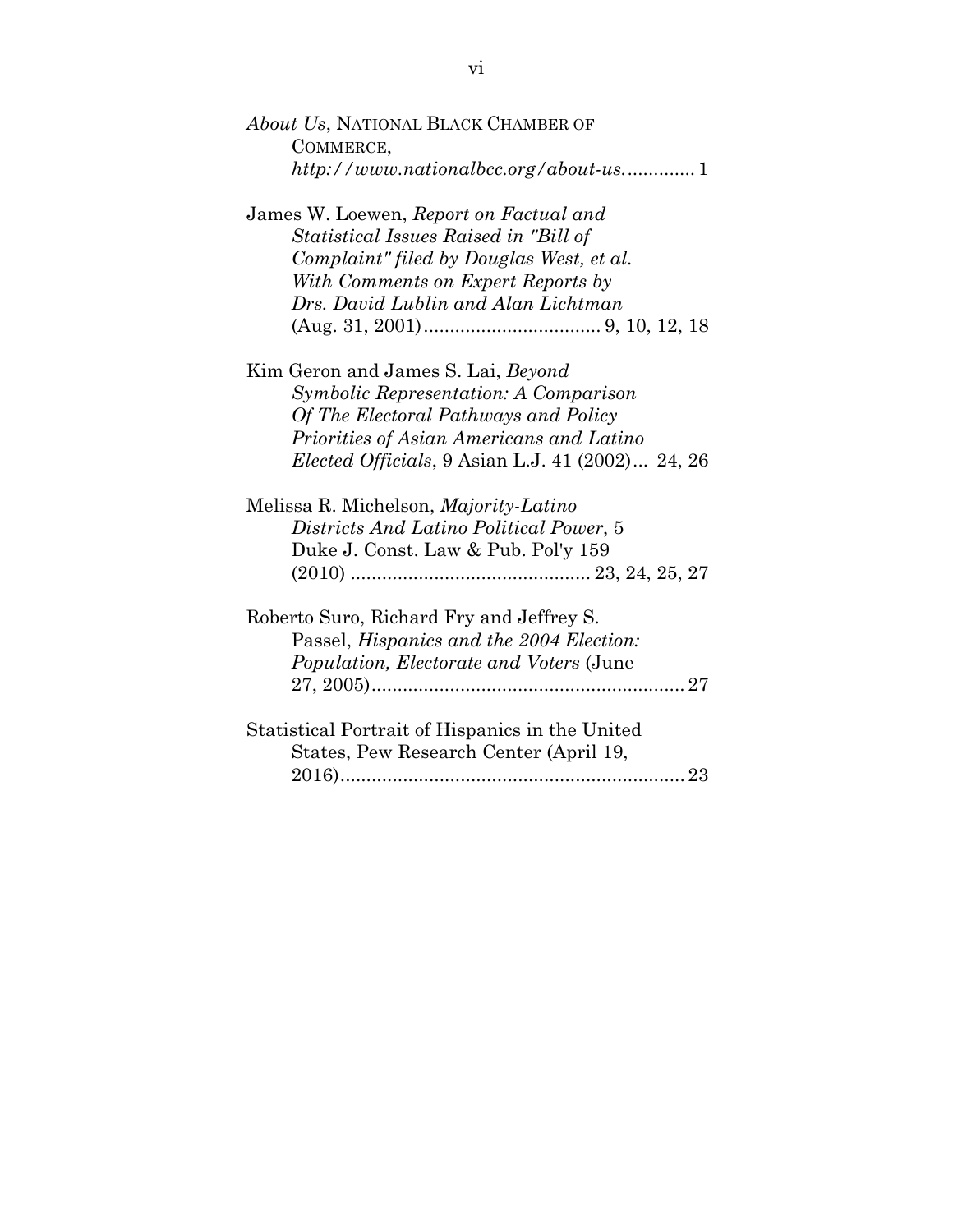*About Us*, NATIONAL BLACK CHAMBER OF COMMERCE, *http://www.nationalbcc.org/about-us.* ............ 1

James W. Loewen, *Report on Factual and Statistical Issues Raised in "Bill of Complaint" filed by Douglas West, et al. With Comments on Expert Reports by Drs. David Lublin and Alan Lichtman* (Aug. 31, 2001) ................................. 9, 10, 12, 18

Kim Geron and James S. Lai, *Beyond Symbolic Representation: A Comparison Of The Electoral Pathways and Policy Priorities of Asian Americans and Latino Elected Officials*, 9 Asian L.J. 41 (2002)... 24, 26

Melissa R. Michelson, *Majority-Latino Districts And Latino Political Power*, 5 Duke J. Const. Law & Pub. Pol'y 159 (2010) ............................................ 23, 24, 25, 27

Roberto Suro, Richard Fry and Jeffrey S. Passel, *Hispanics and the 2004 Election: Population, Electorate and Voters* (June 27, 2005) ........................................................... 27

Statistical Portrait of Hispanics in the United States, Pew Research Center (April 19, 2016) ................................................................. 23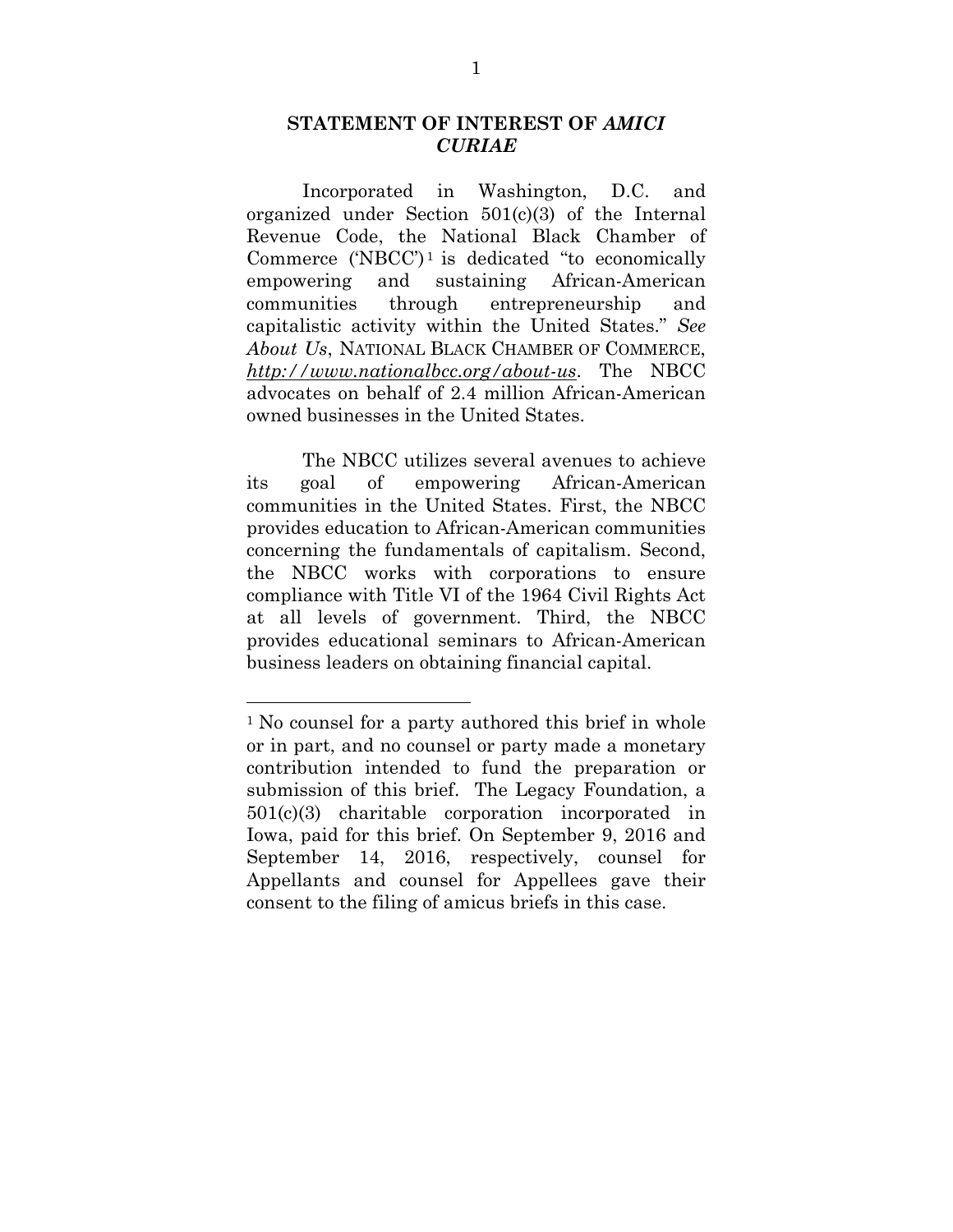## STATEMENT OF INTEREST OF *AMICI CURIAE*

Incorporated in Washington, D.C. and organized under Section 501(c)(3) of the Internal Revenue Code, the National Black Chamber of Commerce ('NBCC')[1] is dedicated "to economically empowering and sustaining African-American communities through entrepreneurship and capitalistic activity within the United States." *See About Us*, NATIONAL BLACK CHAMBER OF COMMERCE, *http://www.nationalbcc.org/about-us*. The NBCC advocates on behalf of 2.4 million African-American owned businesses in the United States.

The NBCC utilizes several avenues to achieve its goal of empowering African-American communities in the United States. First, the NBCC provides education to African-American communities concerning the fundamentals of capitalism. Second, the NBCC works with corporations to ensure compliance with Title VI of the 1964 Civil Rights Act at all levels of government. Third, the NBCC provides educational seminars to African-American business leaders on obtaining financial capital.

---

[1] No counsel for a party authored this brief in whole or in part, and no counsel or party made a monetary contribution intended to fund the preparation or submission of this brief. The Legacy Foundation, a 501(c)(3) charitable corporation incorporated in Iowa, paid for this brief. On September 9, 2016 and September 14, 2016, respectively, counsel for Appellants and counsel for Appellees gave their consent to the filing of amicus briefs in this case.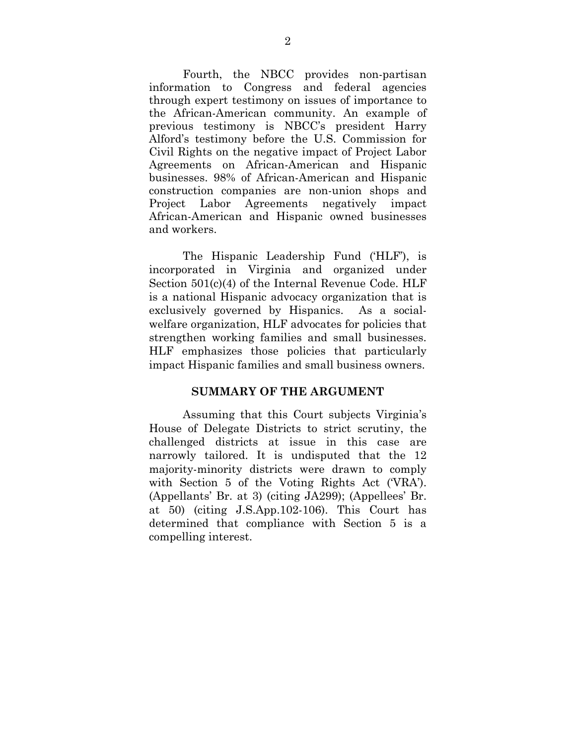Fourth, the NBCC provides non-partisan information to Congress and federal agencies through expert testimony on issues of importance to the African-American community. An example of previous testimony is NBCC's president Harry Alford's testimony before the U.S. Commission for Civil Rights on the negative impact of Project Labor Agreements on African-American and Hispanic businesses. 98% of African-American and Hispanic construction companies are non-union shops and Project Labor Agreements negatively impact African-American and Hispanic owned businesses and workers.

The Hispanic Leadership Fund ('HLF'), is incorporated in Virginia and organized under Section 501(c)(4) of the Internal Revenue Code. HLF is a national Hispanic advocacy organization that is exclusively governed by Hispanics. As a social-welfare organization, HLF advocates for policies that strengthen working families and small businesses. HLF emphasizes those policies that particularly impact Hispanic families and small business owners.

## SUMMARY OF THE ARGUMENT

Assuming that this Court subjects Virginia's House of Delegate Districts to strict scrutiny, the challenged districts at issue in this case are narrowly tailored. It is undisputed that the 12 majority-minority districts were drawn to comply with Section 5 of the Voting Rights Act ('VRA'). (Appellants' Br. at 3) (citing JA299); (Appellees' Br. at 50) (citing J.S.App.102-106). This Court has determined that compliance with Section 5 is a compelling interest.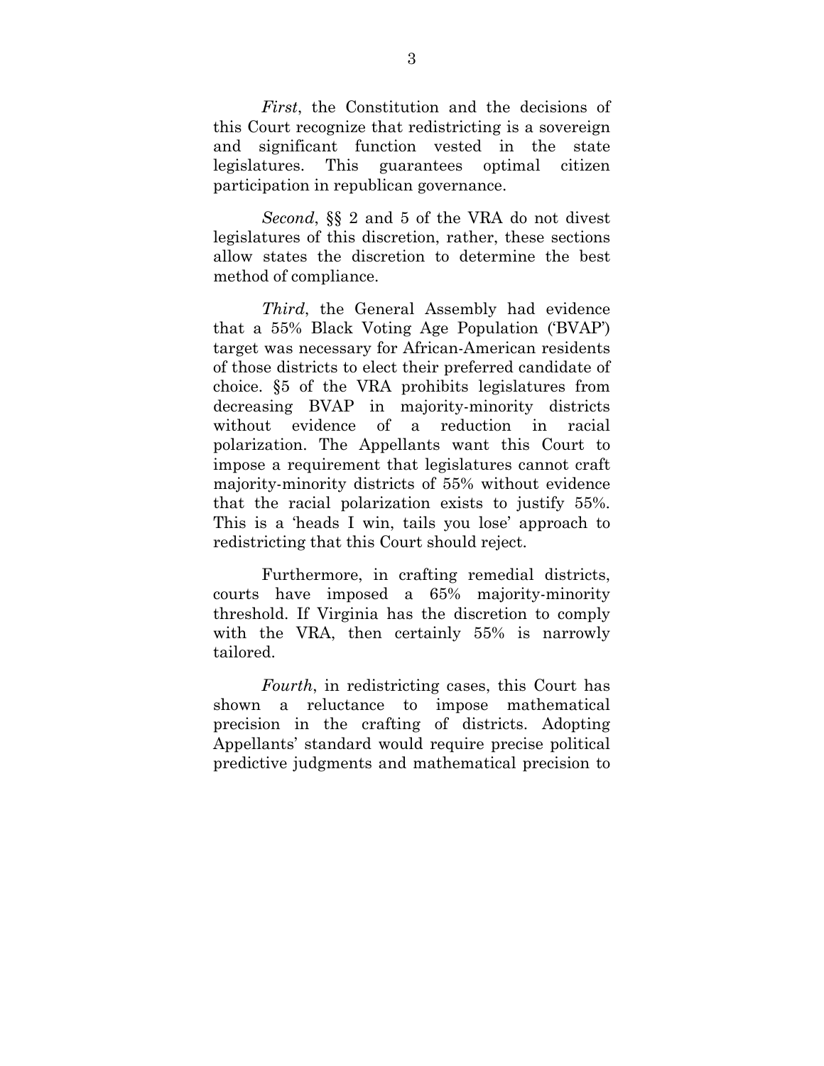*First*, the Constitution and the decisions of this Court recognize that redistricting is a sovereign and significant function vested in the state legislatures. This guarantees optimal citizen participation in republican governance.

*Second*, §§ 2 and 5 of the VRA do not divest legislatures of this discretion, rather, these sections allow states the discretion to determine the best method of compliance.

*Third*, the General Assembly had evidence that a 55% Black Voting Age Population ('BVAP') target was necessary for African-American residents of those districts to elect their preferred candidate of choice. §5 of the VRA prohibits legislatures from decreasing BVAP in majority-minority districts without evidence of a reduction in racial polarization. The Appellants want this Court to impose a requirement that legislatures cannot craft majority-minority districts of 55% without evidence that the racial polarization exists to justify 55%. This is a 'heads I win, tails you lose' approach to redistricting that this Court should reject.

Furthermore, in crafting remedial districts, courts have imposed a 65% majority-minority threshold. If Virginia has the discretion to comply with the VRA, then certainly 55% is narrowly tailored.

*Fourth*, in redistricting cases, this Court has shown a reluctance to impose mathematical precision in the crafting of districts. Adopting Appellants' standard would require precise political predictive judgments and mathematical precision to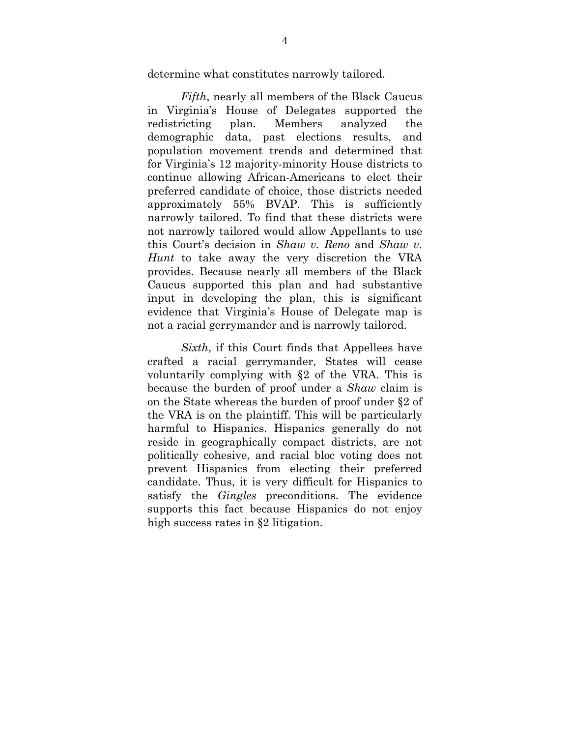determine what constitutes narrowly tailored.

*Fifth*, nearly all members of the Black Caucus in Virginia's House of Delegates supported the redistricting plan. Members analyzed the demographic data, past elections results, and population movement trends and determined that for Virginia's 12 majority-minority House districts to continue allowing African-Americans to elect their preferred candidate of choice, those districts needed approximately 55% BVAP. This is sufficiently narrowly tailored. To find that these districts were not narrowly tailored would allow Appellants to use this Court's decision in *Shaw v. Reno* and *Shaw v. Hunt* to take away the very discretion the VRA provides. Because nearly all members of the Black Caucus supported this plan and had substantive input in developing the plan, this is significant evidence that Virginia's House of Delegate map is not a racial gerrymander and is narrowly tailored.

*Sixth*, if this Court finds that Appellees have crafted a racial gerrymander, States will cease voluntarily complying with §2 of the VRA. This is because the burden of proof under a *Shaw* claim is on the State whereas the burden of proof under §2 of the VRA is on the plaintiff. This will be particularly harmful to Hispanics. Hispanics generally do not reside in geographically compact districts, are not politically cohesive, and racial bloc voting does not prevent Hispanics from electing their preferred candidate. Thus, it is very difficult for Hispanics to satisfy the *Gingles* preconditions. The evidence supports this fact because Hispanics do not enjoy high success rates in §2 litigation.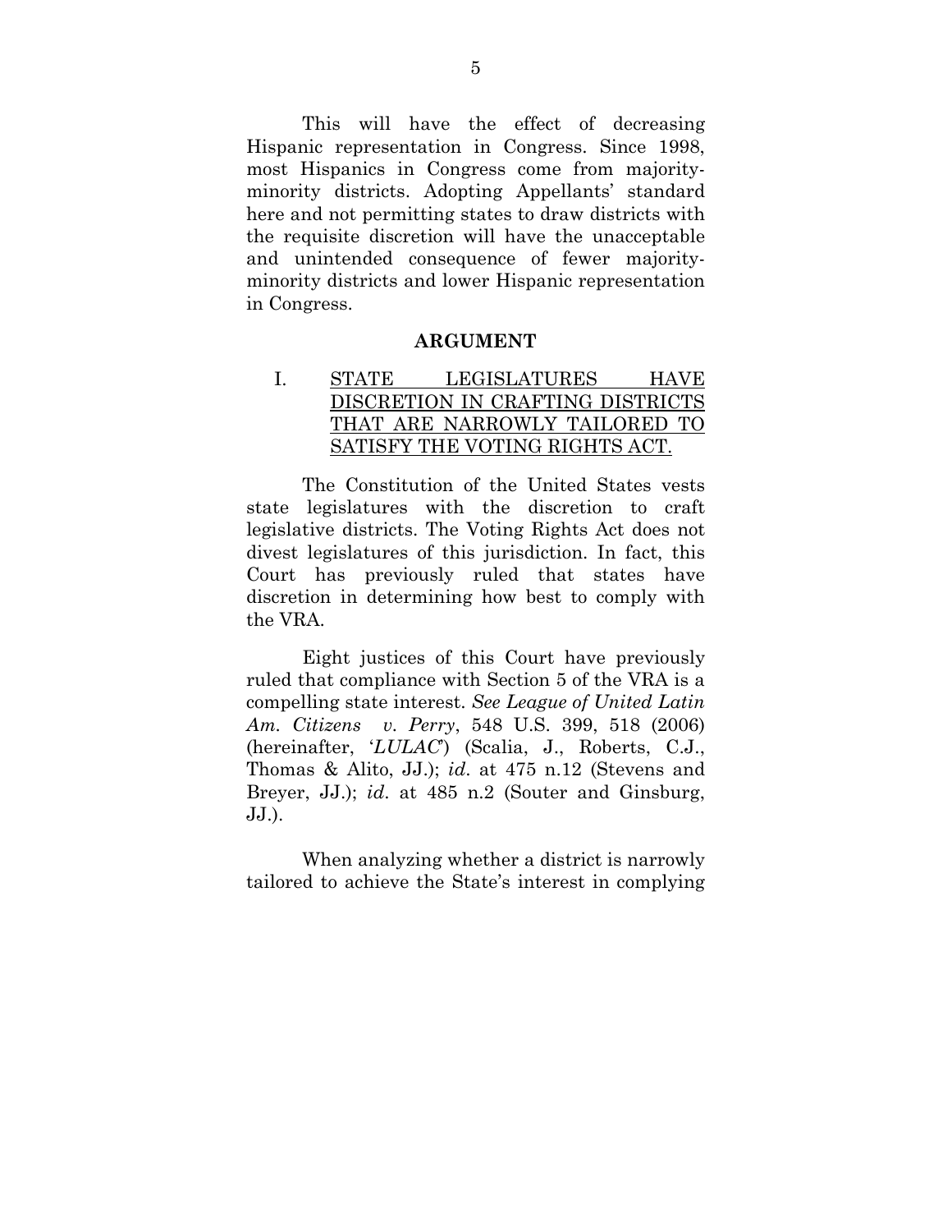This will have the effect of decreasing Hispanic representation in Congress. Since 1998, most Hispanics in Congress come from majority-minority districts. Adopting Appellants' standard here and not permitting states to draw districts with the requisite discretion will have the unacceptable and unintended consequence of fewer majority-minority districts and lower Hispanic representation in Congress.

## ARGUMENT

### I. <u>STATE LEGISLATURES HAVE DISCRETION IN CRAFTING DISTRICTS THAT ARE NARROWLY TAILORED TO SATISFY THE VOTING RIGHTS ACT.</u>

The Constitution of the United States vests state legislatures with the discretion to craft legislative districts. The Voting Rights Act does not divest legislatures of this jurisdiction. In fact, this Court has previously ruled that states have discretion in determining how best to comply with the VRA.

Eight justices of this Court have previously ruled that compliance with Section 5 of the VRA is a compelling state interest. *See League of United Latin Am. Citizens v. Perry*, 548 U.S. 399, 518 (2006) (hereinafter, '*LULAC*') (Scalia, J., Roberts, C.J., Thomas & Alito, JJ.); *id*. at 475 n.12 (Stevens and Breyer, JJ.); *id*. at 485 n.2 (Souter and Ginsburg, JJ.).

When analyzing whether a district is narrowly tailored to achieve the State's interest in complying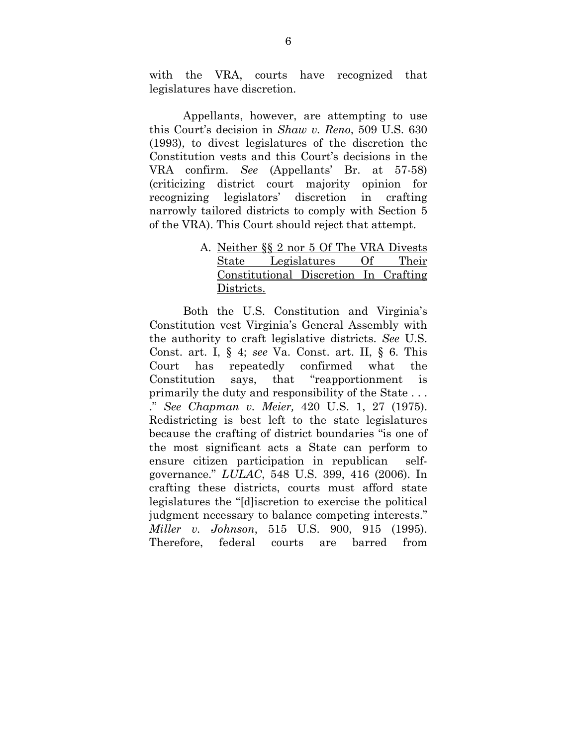with the VRA, courts have recognized that legislatures have discretion.

Appellants, however, are attempting to use this Court's decision in *Shaw v. Reno*, 509 U.S. 630 (1993), to divest legislatures of the discretion the Constitution vests and this Court's decisions in the VRA confirm. *See* (Appellants' Br. at 57-58) (criticizing district court majority opinion for recognizing legislators' discretion in crafting narrowly tailored districts to comply with Section 5 of the VRA). This Court should reject that attempt.

A. <u>Neither §§ 2 nor 5 Of The VRA Divests State Legislatures Of Their Constitutional Discretion In Crafting Districts.</u>

Both the U.S. Constitution and Virginia's Constitution vest Virginia's General Assembly with the authority to craft legislative districts. *See* U.S. Const. art. I, § 4; *see* Va. Const. art. II, § 6. This Court has repeatedly confirmed what the Constitution says, that "reapportionment is primarily the duty and responsibility of the State . . . ." *See Chapman v. Meier,* 420 U.S. 1, 27 (1975). Redistricting is best left to the state legislatures because the crafting of district boundaries "is one of the most significant acts a State can perform to ensure citizen participation in republican self-governance." *LULAC*, 548 U.S. 399, 416 (2006). In crafting these districts, courts must afford state legislatures the "[d]iscretion to exercise the political judgment necessary to balance competing interests." *Miller v. Johnson*, 515 U.S. 900, 915 (1995). Therefore, federal courts are barred from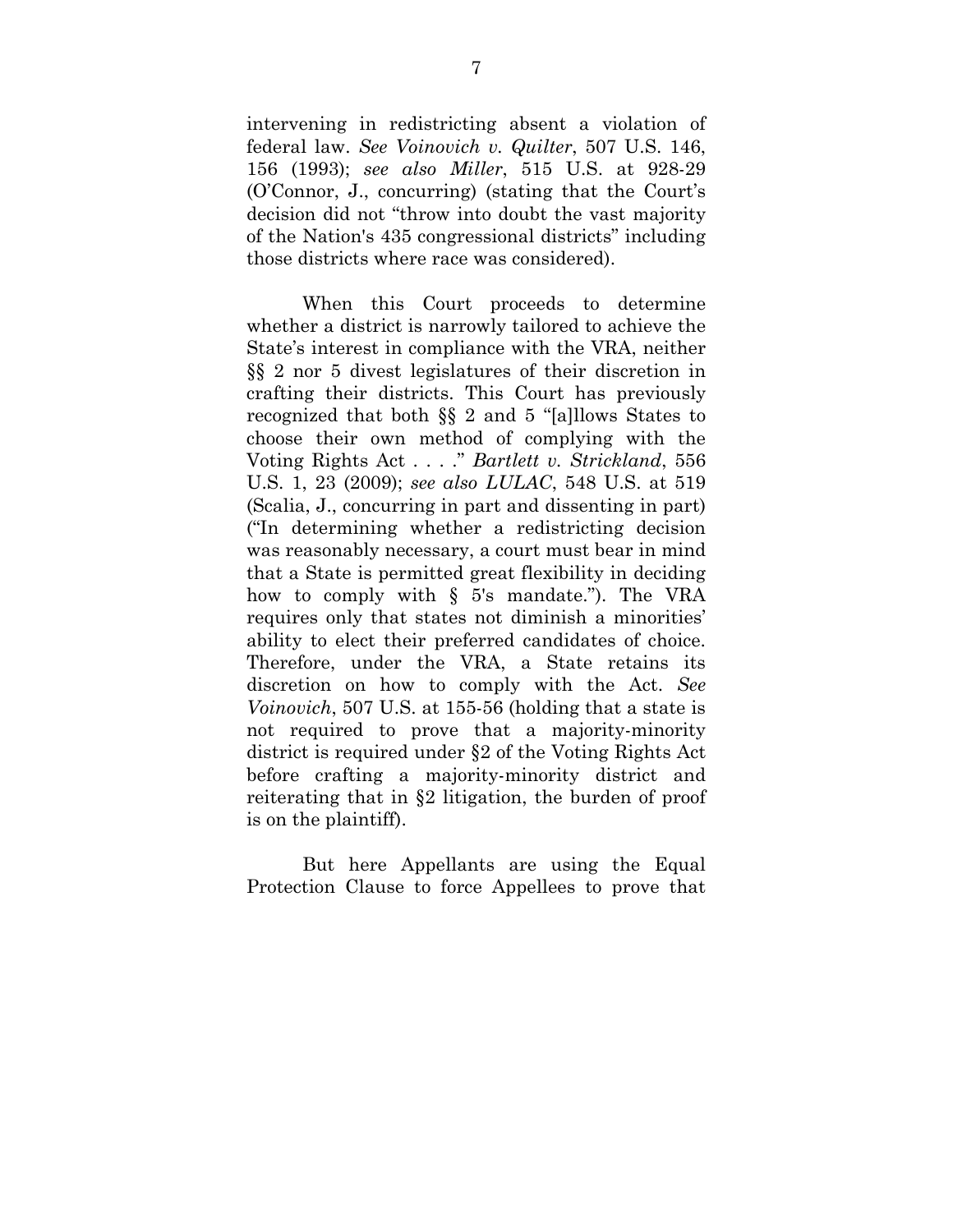intervening in redistricting absent a violation of federal law. *See Voinovich v. Quilter*, 507 U.S. 146, 156 (1993); *see also Miller*, 515 U.S. at 928-29 (O'Connor, J., concurring) (stating that the Court's decision did not "throw into doubt the vast majority of the Nation's 435 congressional districts" including those districts where race was considered).

When this Court proceeds to determine whether a district is narrowly tailored to achieve the State's interest in compliance with the VRA, neither §§ 2 nor 5 divest legislatures of their discretion in crafting their districts. This Court has previously recognized that both §§ 2 and 5 "[a]llows States to choose their own method of complying with the Voting Rights Act . . . ." *Bartlett v. Strickland*, 556 U.S. 1, 23 (2009); *see also LULAC*, 548 U.S. at 519 (Scalia, J., concurring in part and dissenting in part) ("In determining whether a redistricting decision was reasonably necessary, a court must bear in mind that a State is permitted great flexibility in deciding how to comply with § 5's mandate."). The VRA requires only that states not diminish a minorities' ability to elect their preferred candidates of choice. Therefore, under the VRA, a State retains its discretion on how to comply with the Act. *See Voinovich*, 507 U.S. at 155-56 (holding that a state is not required to prove that a majority-minority district is required under §2 of the Voting Rights Act before crafting a majority-minority district and reiterating that in §2 litigation, the burden of proof is on the plaintiff).

But here Appellants are using the Equal Protection Clause to force Appellees to prove that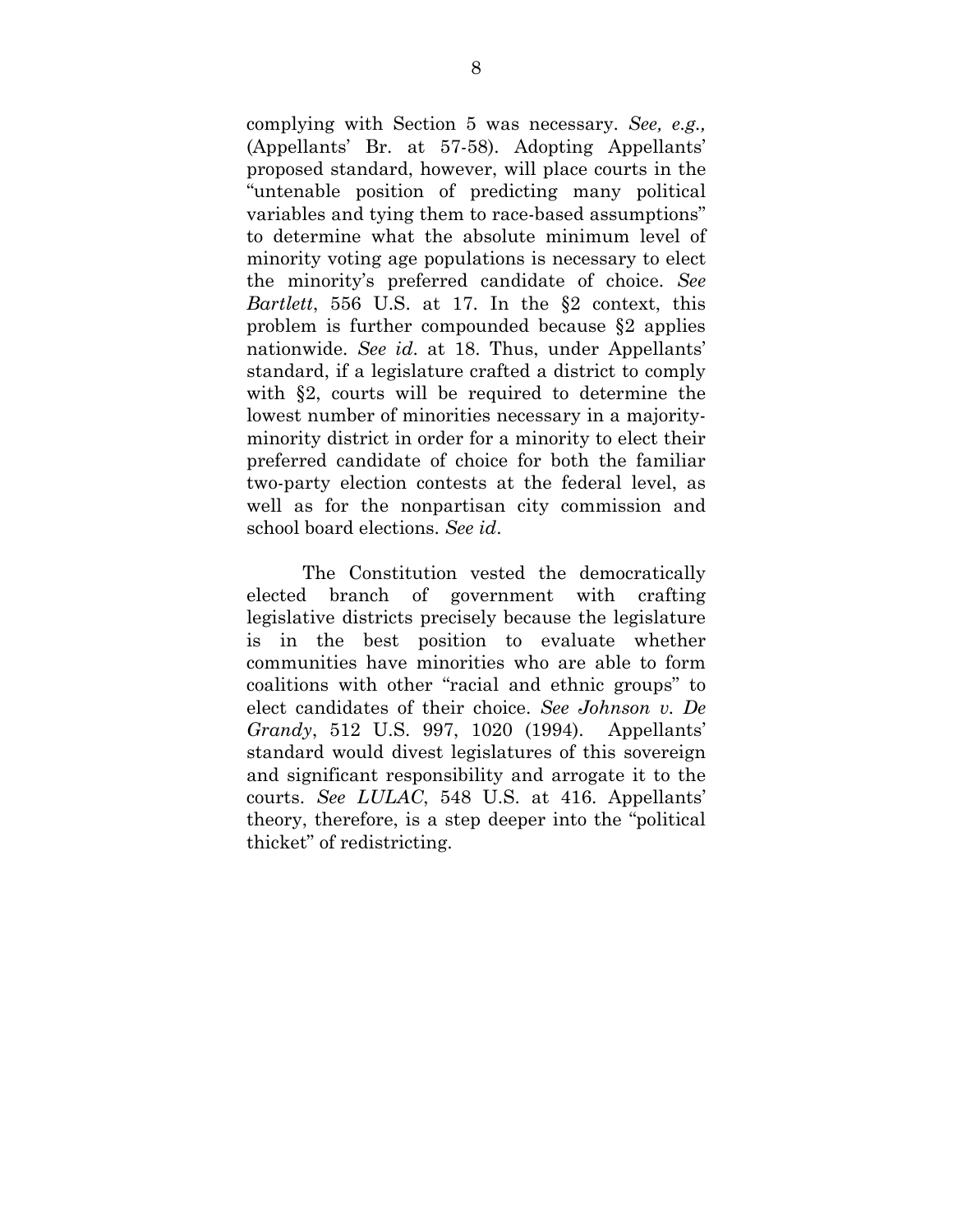complying with Section 5 was necessary. *See, e.g.,* (Appellants' Br. at 57-58). Adopting Appellants' proposed standard, however, will place courts in the "untenable position of predicting many political variables and tying them to race-based assumptions" to determine what the absolute minimum level of minority voting age populations is necessary to elect the minority's preferred candidate of choice. *See Bartlett*, 556 U.S. at 17. In the §2 context, this problem is further compounded because §2 applies nationwide. *See id*. at 18. Thus, under Appellants' standard, if a legislature crafted a district to comply with §2, courts will be required to determine the lowest number of minorities necessary in a majority-minority district in order for a minority to elect their preferred candidate of choice for both the familiar two-party election contests at the federal level, as well as for the nonpartisan city commission and school board elections. *See id*.

The Constitution vested the democratically elected branch of government with crafting legislative districts precisely because the legislature is in the best position to evaluate whether communities have minorities who are able to form coalitions with other "racial and ethnic groups" to elect candidates of their choice. *See Johnson v. De Grandy*, 512 U.S. 997, 1020 (1994). Appellants' standard would divest legislatures of this sovereign and significant responsibility and arrogate it to the courts. *See LULAC*, 548 U.S. at 416. Appellants' theory, therefore, is a step deeper into the "political thicket" of redistricting.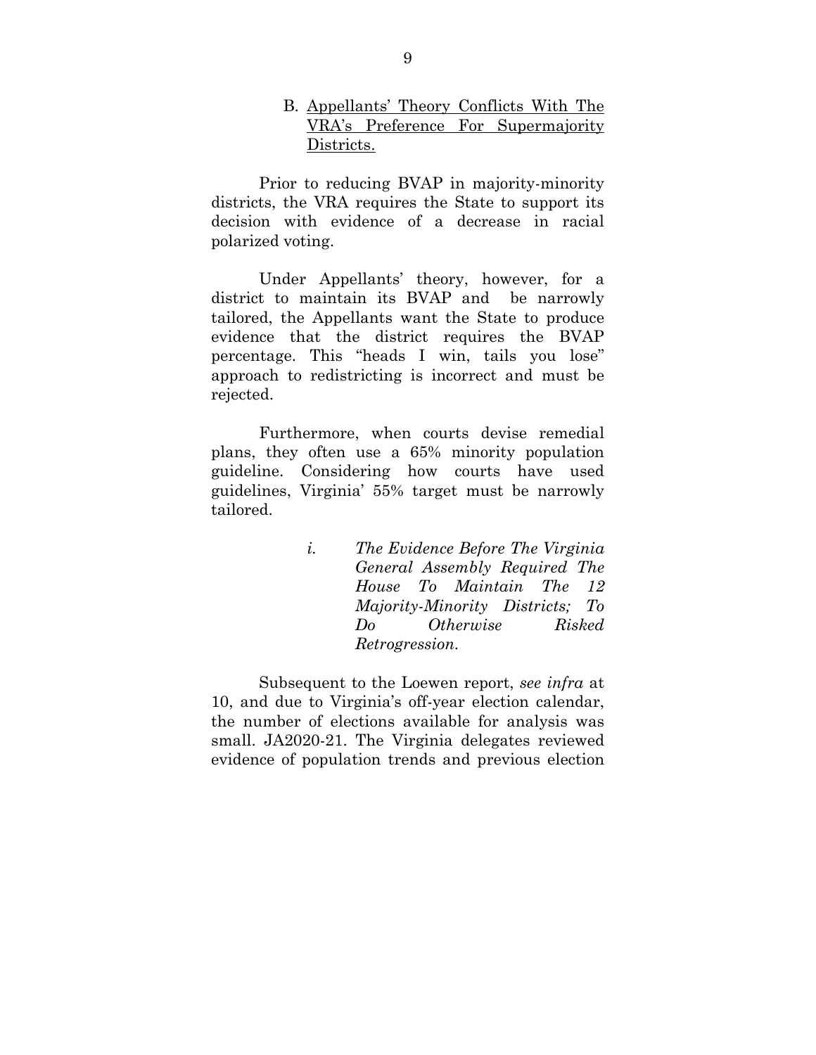### B. <u>Appellants' Theory Conflicts With The VRA's Preference For Supermajority Districts.</u>

Prior to reducing BVAP in majority-minority districts, the VRA requires the State to support its decision with evidence of a decrease in racial polarized voting.

Under Appellants' theory, however, for a district to maintain its BVAP and be narrowly tailored, the Appellants want the State to produce evidence that the district requires the BVAP percentage. This "heads I win, tails you lose" approach to redistricting is incorrect and must be rejected.

Furthermore, when courts devise remedial plans, they often use a 65% minority population guideline. Considering how courts have used guidelines, Virginia' 55% target must be narrowly tailored.

#### *i. The Evidence Before The Virginia General Assembly Required The House To Maintain The 12 Majority-Minority Districts; To Do Otherwise Risked Retrogression.*

Subsequent to the Loewen report, *see infra* at 10, and due to Virginia's off-year election calendar, the number of elections available for analysis was small. JA2020-21. The Virginia delegates reviewed evidence of population trends and previous election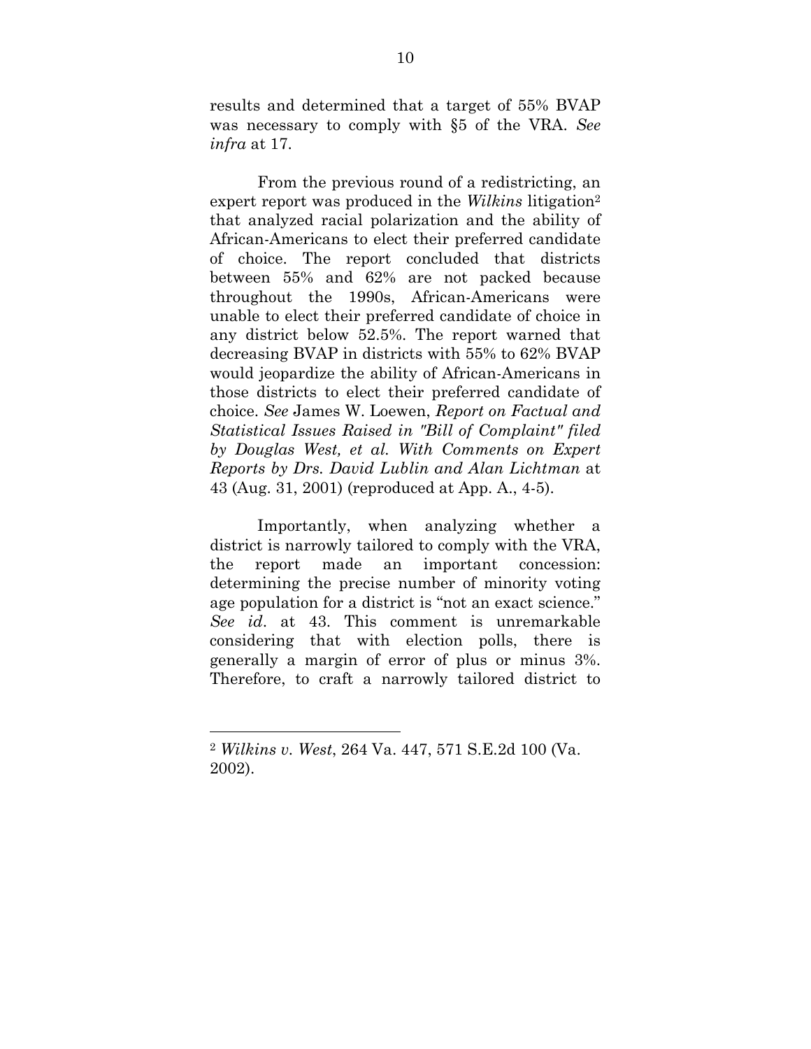results and determined that a target of 55% BVAP was necessary to comply with §5 of the VRA. *See infra* at 17.

From the previous round of a redistricting, an expert report was produced in the *Wilkins* litigation[2] that analyzed racial polarization and the ability of African-Americans to elect their preferred candidate of choice. The report concluded that districts between 55% and 62% are not packed because throughout the 1990s, African-Americans were unable to elect their preferred candidate of choice in any district below 52.5%. The report warned that decreasing BVAP in districts with 55% to 62% BVAP would jeopardize the ability of African-Americans in those districts to elect their preferred candidate of choice. *See* James W. Loewen, *Report on Factual and Statistical Issues Raised in "Bill of Complaint" filed by Douglas West, et al. With Comments on Expert Reports by Drs. David Lublin and Alan Lichtman* at 43 (Aug. 31, 2001) (reproduced at App. A., 4-5).

Importantly, when analyzing whether a district is narrowly tailored to comply with the VRA, the report made an important concession: determining the precise number of minority voting age population for a district is "not an exact science." *See id*. at 43. This comment is unremarkable considering that with election polls, there is generally a margin of error of plus or minus 3%. Therefore, to craft a narrowly tailored district to

---

[2] *Wilkins v. West*, 264 Va. 447, 571 S.E.2d 100 (Va. 2002).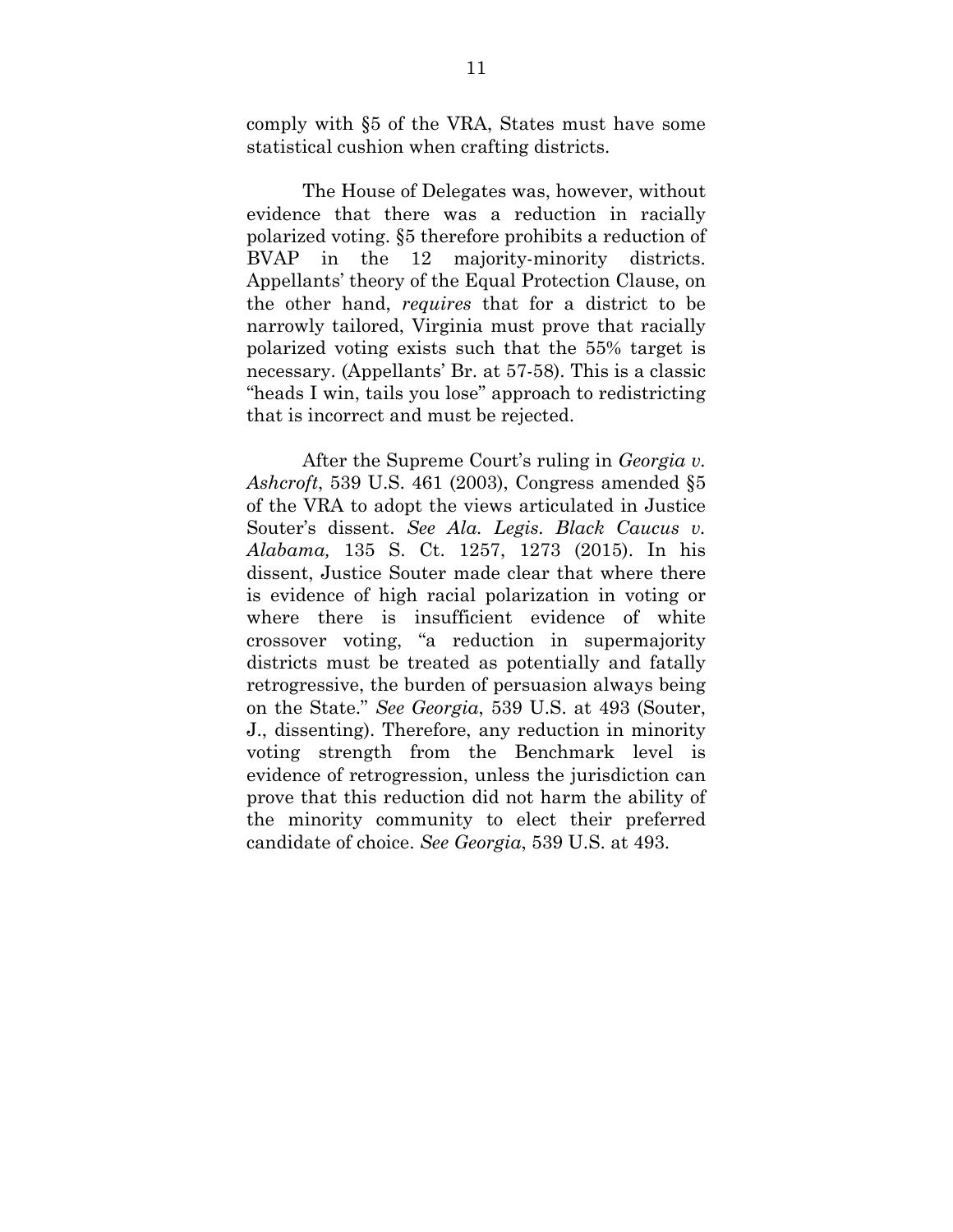comply with §5 of the VRA, States must have some statistical cushion when crafting districts.

The House of Delegates was, however, without evidence that there was a reduction in racially polarized voting. §5 therefore prohibits a reduction of BVAP in the 12 majority-minority districts. Appellants' theory of the Equal Protection Clause, on the other hand, *requires* that for a district to be narrowly tailored, Virginia must prove that racially polarized voting exists such that the 55% target is necessary. (Appellants' Br. at 57-58). This is a classic "heads I win, tails you lose" approach to redistricting that is incorrect and must be rejected.

After the Supreme Court's ruling in *Georgia v. Ashcroft*, 539 U.S. 461 (2003), Congress amended §5 of the VRA to adopt the views articulated in Justice Souter's dissent. *See Ala. Legis. Black Caucus v. Alabama,* 135 S. Ct. 1257, 1273 (2015). In his dissent, Justice Souter made clear that where there is evidence of high racial polarization in voting or where there is insufficient evidence of white crossover voting, "a reduction in supermajority districts must be treated as potentially and fatally retrogressive, the burden of persuasion always being on the State." *See Georgia*, 539 U.S. at 493 (Souter, J., dissenting). Therefore, any reduction in minority voting strength from the Benchmark level is evidence of retrogression, unless the jurisdiction can prove that this reduction did not harm the ability of the minority community to elect their preferred candidate of choice. *See Georgia*, 539 U.S. at 493.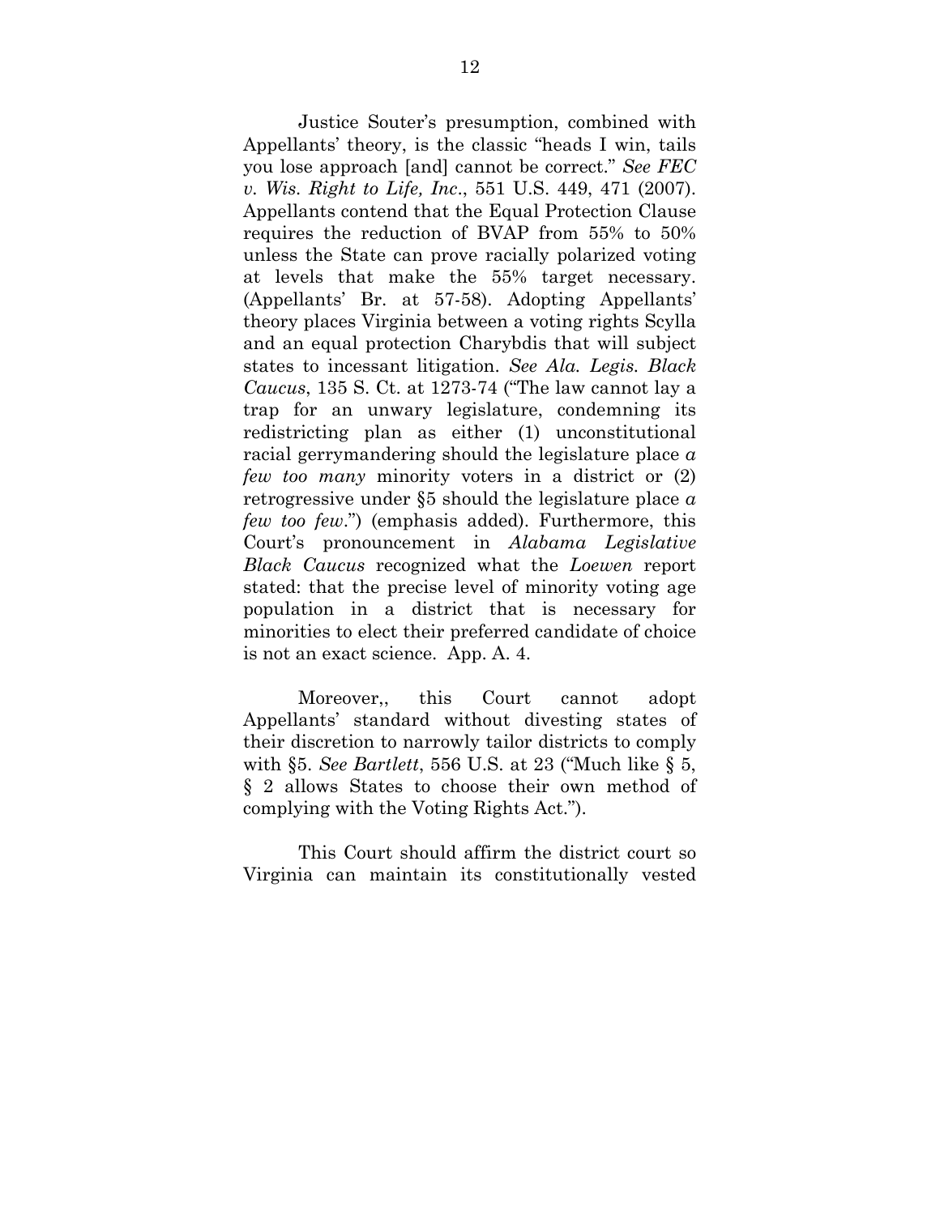Justice Souter's presumption, combined with Appellants' theory, is the classic "heads I win, tails you lose approach [and] cannot be correct." *See FEC v. Wis. Right to Life, Inc*., 551 U.S. 449, 471 (2007). Appellants contend that the Equal Protection Clause requires the reduction of BVAP from 55% to 50% unless the State can prove racially polarized voting at levels that make the 55% target necessary. (Appellants' Br. at 57-58). Adopting Appellants' theory places Virginia between a voting rights Scylla and an equal protection Charybdis that will subject states to incessant litigation. *See Ala. Legis. Black Caucus*, 135 S. Ct. at 1273-74 ("The law cannot lay a trap for an unwary legislature, condemning its redistricting plan as either (1) unconstitutional racial gerrymandering should the legislature place *a few too many* minority voters in a district or (2) retrogressive under §5 should the legislature place *a few too few*.") (emphasis added). Furthermore, this Court's pronouncement in *Alabama Legislative Black Caucus* recognized what the *Loewen* report stated: that the precise level of minority voting age population in a district that is necessary for minorities to elect their preferred candidate of choice is not an exact science. App. A. 4.

Moreover,, this Court cannot adopt Appellants' standard without divesting states of their discretion to narrowly tailor districts to comply with §5. *See Bartlett*, 556 U.S. at 23 ("Much like § 5, § 2 allows States to choose their own method of complying with the Voting Rights Act.").

This Court should affirm the district court so Virginia can maintain its constitutionally vested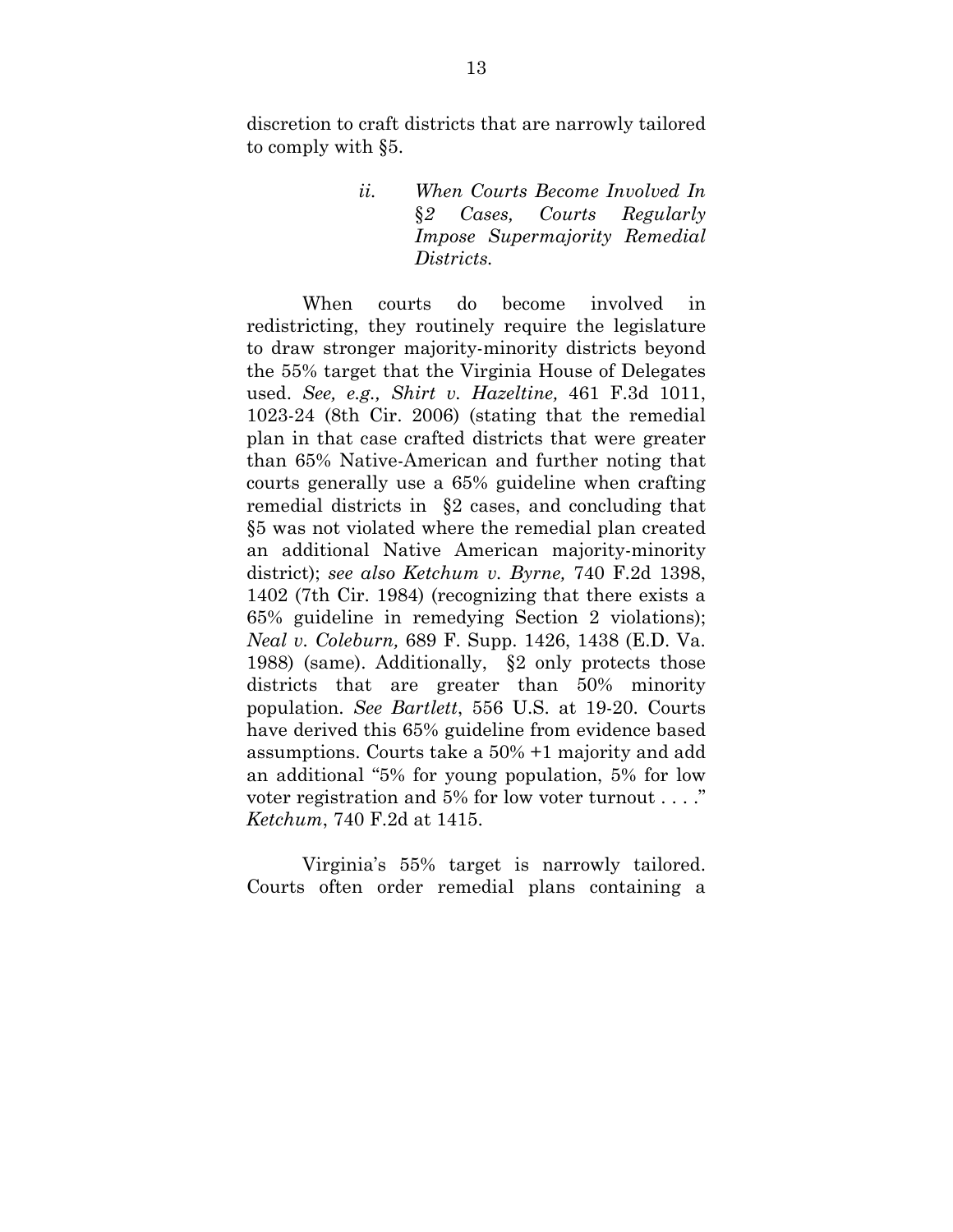discretion to craft districts that are narrowly tailored to comply with §5.

> *ii. When Courts Become Involved In §2 Cases, Courts Regularly Impose Supermajority Remedial Districts.*

When courts do become involved in redistricting, they routinely require the legislature to draw stronger majority-minority districts beyond the 55% target that the Virginia House of Delegates used. *See, e.g., Shirt v. Hazeltine,* 461 F.3d 1011, 1023-24 (8th Cir. 2006) (stating that the remedial plan in that case crafted districts that were greater than 65% Native-American and further noting that courts generally use a 65% guideline when crafting remedial districts in §2 cases, and concluding that §5 was not violated where the remedial plan created an additional Native American majority-minority district); *see also Ketchum v. Byrne,* 740 F.2d 1398, 1402 (7th Cir. 1984) (recognizing that there exists a 65% guideline in remedying Section 2 violations); *Neal v. Coleburn,* 689 F. Supp. 1426, 1438 (E.D. Va. 1988) (same). Additionally, §2 only protects those districts that are greater than 50% minority population. *See Bartlett*, 556 U.S. at 19-20. Courts have derived this 65% guideline from evidence based assumptions. Courts take a 50% +1 majority and add an additional "5% for young population, 5% for low voter registration and 5% for low voter turnout . . . ." *Ketchum*, 740 F.2d at 1415.

Virginia's 55% target is narrowly tailored. Courts often order remedial plans containing a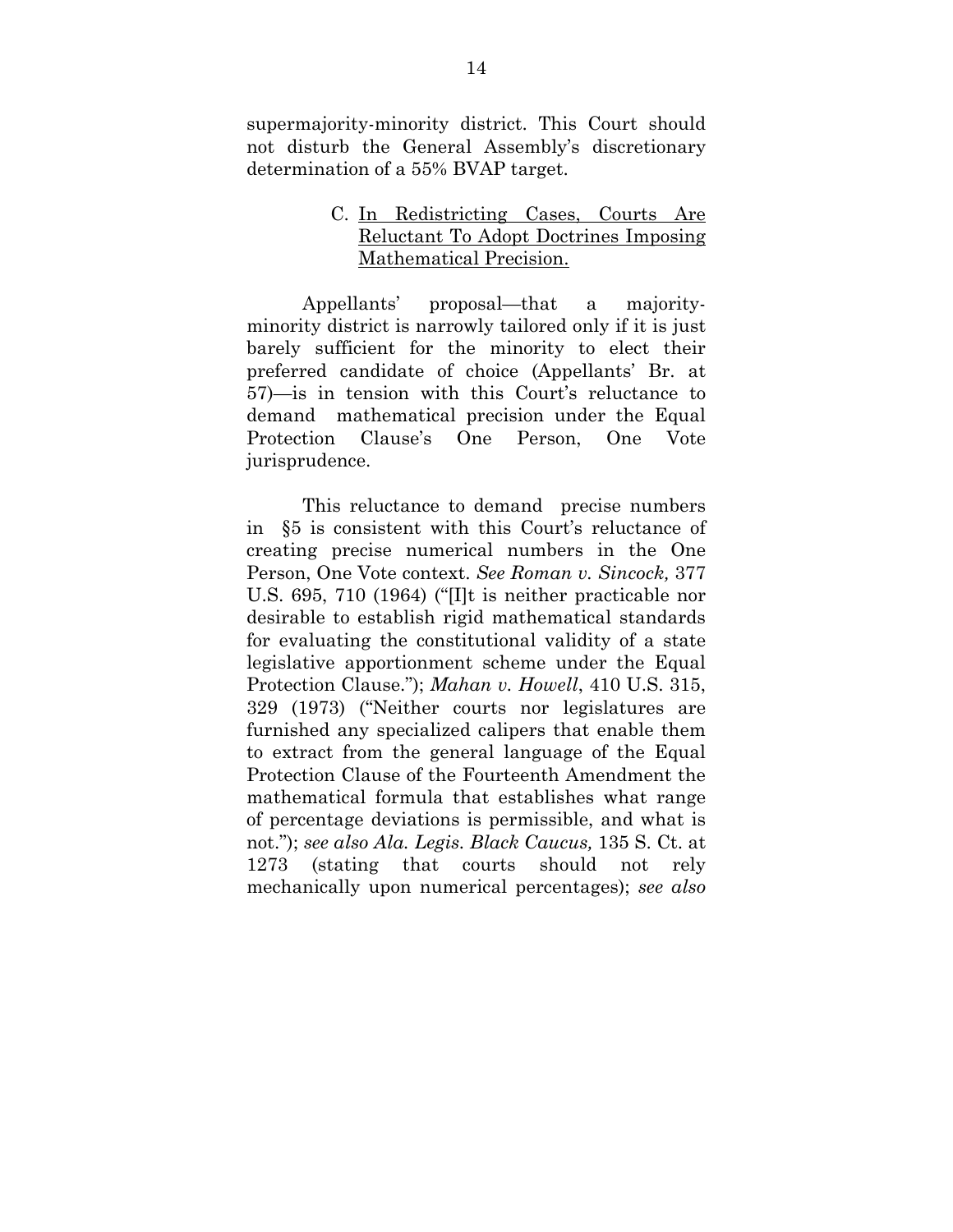supermajority-minority district. This Court should not disturb the General Assembly's discretionary determination of a 55% BVAP target.

### C. In Redistricting Cases, Courts Are Reluctant To Adopt Doctrines Imposing Mathematical Precision.

Appellants' proposal—that a majority-minority district is narrowly tailored only if it is just barely sufficient for the minority to elect their preferred candidate of choice (Appellants' Br. at 57)—is in tension with this Court's reluctance to demand mathematical precision under the Equal Protection Clause's One Person, One Vote jurisprudence.

This reluctance to demand precise numbers in §5 is consistent with this Court's reluctance of creating precise numerical numbers in the One Person, One Vote context. *See Roman v. Sincock,* 377 U.S. 695, 710 (1964) ("[I]t is neither practicable nor desirable to establish rigid mathematical standards for evaluating the constitutional validity of a state legislative apportionment scheme under the Equal Protection Clause."); *Mahan v. Howell*, 410 U.S. 315, 329 (1973) ("Neither courts nor legislatures are furnished any specialized calipers that enable them to extract from the general language of the Equal Protection Clause of the Fourteenth Amendment the mathematical formula that establishes what range of percentage deviations is permissible, and what is not."); *see also Ala. Legis. Black Caucus,* 135 S. Ct. at 1273 (stating that courts should not rely mechanically upon numerical percentages); *see also*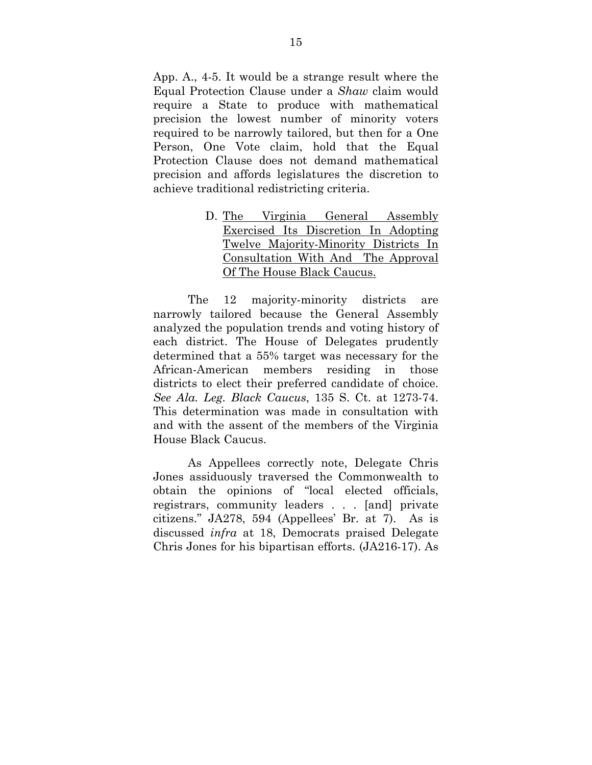App. A., 4-5. It would be a strange result where the Equal Protection Clause under a *Shaw* claim would require a State to produce with mathematical precision the lowest number of minority voters required to be narrowly tailored, but then for a One Person, One Vote claim, hold that the Equal Protection Clause does not demand mathematical precision and affords legislatures the discretion to achieve traditional redistricting criteria.

### D. The Virginia General Assembly Exercised Its Discretion In Adopting Twelve Majority-Minority Districts In Consultation With And The Approval Of The House Black Caucus.

The 12 majority-minority districts are narrowly tailored because the General Assembly analyzed the population trends and voting history of each district. The House of Delegates prudently determined that a 55% target was necessary for the African-American members residing in those districts to elect their preferred candidate of choice. *See Ala. Leg. Black Caucus*, 135 S. Ct. at 1273-74. This determination was made in consultation with and with the assent of the members of the Virginia House Black Caucus.

As Appellees correctly note, Delegate Chris Jones assiduously traversed the Commonwealth to obtain the opinions of "local elected officials, registrars, community leaders . . . [and] private citizens." JA278, 594 (Appellees' Br. at 7). As is discussed *infra* at 18, Democrats praised Delegate Chris Jones for his bipartisan efforts. (JA216-17). As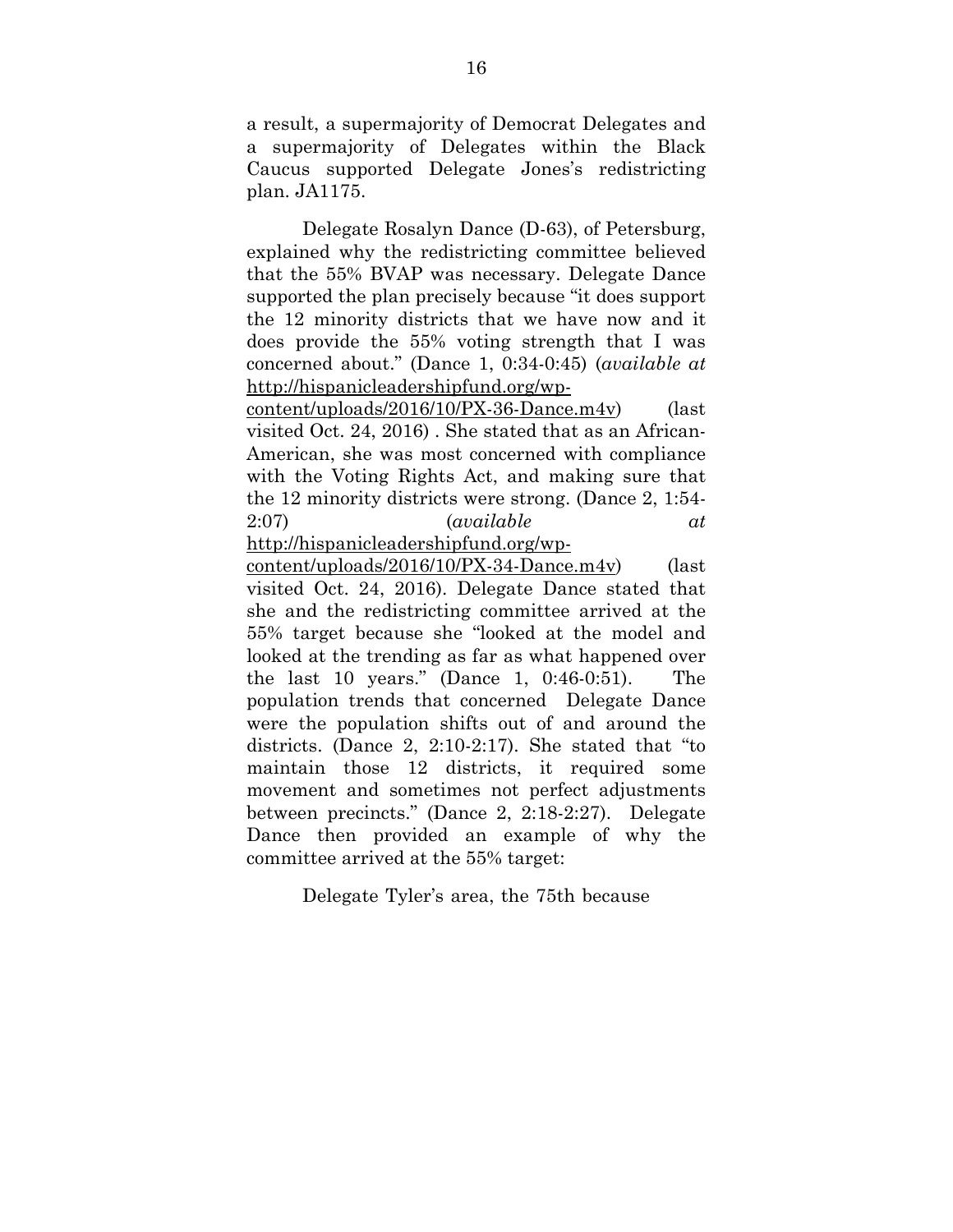a result, a supermajority of Democrat Delegates and a supermajority of Delegates within the Black Caucus supported Delegate Jones's redistricting plan. JA1175.

Delegate Rosalyn Dance (D-63), of Petersburg, explained why the redistricting committee believed that the 55% BVAP was necessary. Delegate Dance supported the plan precisely because "it does support the 12 minority districts that we have now and it does provide the 55% voting strength that I was concerned about." (Dance 1, 0:34-0:45) (*available at* http://hispanicleadershipfund.org/wp-content/uploads/2016/10/PX-36-Dance.m4v) (last visited Oct. 24, 2016) . She stated that as an African-American, she was most concerned with compliance with the Voting Rights Act, and making sure that the 12 minority districts were strong. (Dance 2, 1:54-2:07) (*available at* http://hispanicleadershipfund.org/wp-content/uploads/2016/10/PX-34-Dance.m4v) (last visited Oct. 24, 2016). Delegate Dance stated that she and the redistricting committee arrived at the 55% target because she "looked at the model and looked at the trending as far as what happened over the last 10 years." (Dance 1, 0:46-0:51). The population trends that concerned Delegate Dance were the population shifts out of and around the districts. (Dance 2, 2:10-2:17). She stated that "to maintain those 12 districts, it required some movement and sometimes not perfect adjustments between precincts." (Dance 2, 2:18-2:27). Delegate Dance then provided an example of why the committee arrived at the 55% target:

> Delegate Tyler's area, the 75th because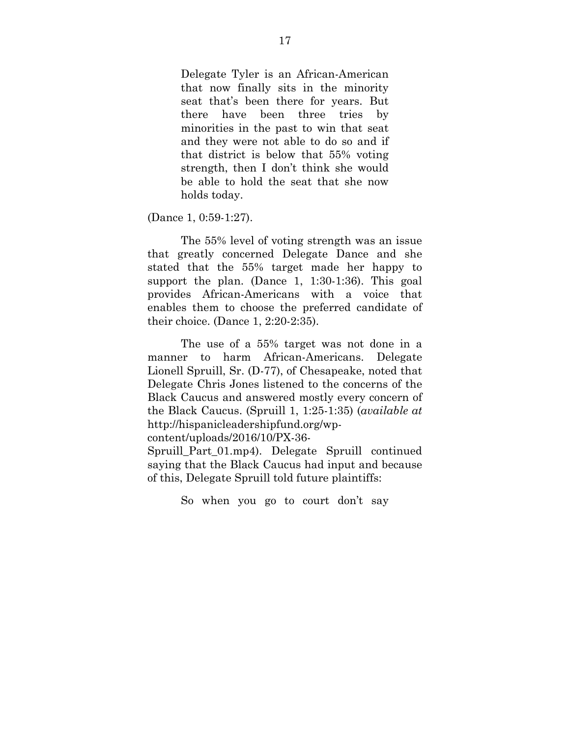> Delegate Tyler is an African-American that now finally sits in the minority seat that's been there for years. But there have been three tries by minorities in the past to win that seat and they were not able to do so and if that district is below that 55% voting strength, then I don't think she would be able to hold the seat that she now holds today.

(Dance 1, 0:59-1:27).

The 55% level of voting strength was an issue that greatly concerned Delegate Dance and she stated that the 55% target made her happy to support the plan. (Dance 1, 1:30-1:36). This goal provides African-Americans with a voice that enables them to choose the preferred candidate of their choice. (Dance 1, 2:20-2:35).

The use of a 55% target was not done in a manner to harm African-Americans. Delegate Lionell Spruill, Sr. (D-77), of Chesapeake, noted that Delegate Chris Jones listened to the concerns of the Black Caucus and answered mostly every concern of the Black Caucus. (Spruill 1, 1:25-1:35) (*available at* http://hispanicleadershipfund.org/wp-content/uploads/2016/10/PX-36-Spruill_Part_01.mp4). Delegate Spruill continued saying that the Black Caucus had input and because of this, Delegate Spruill told future plaintiffs:

> So when you go to court don't say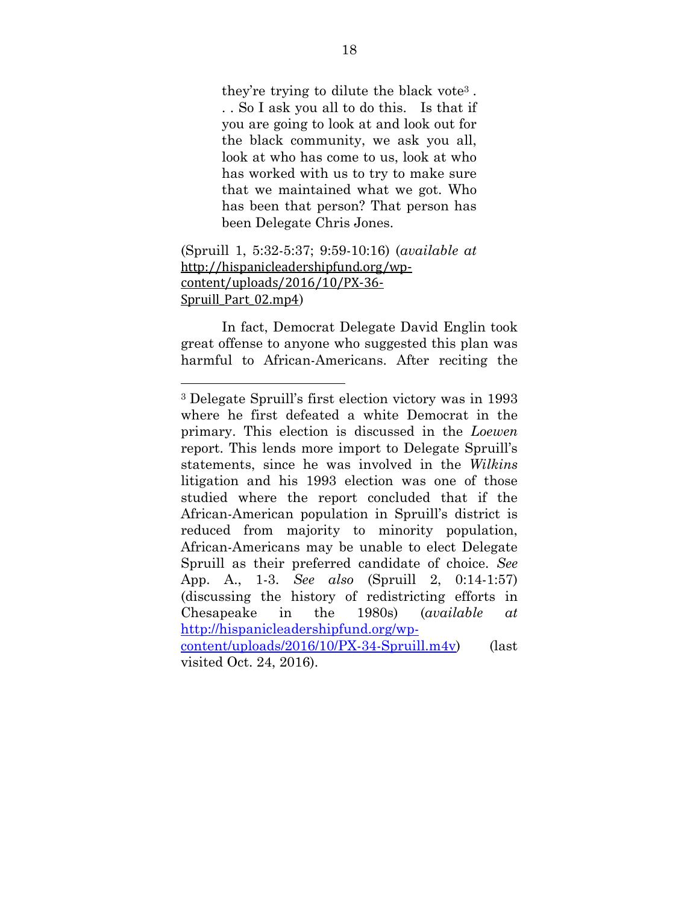> they're trying to dilute the black vote[3] . . . So I ask you all to do this. Is that if you are going to look at and look out for the black community, we ask you all, look at who has come to us, look at who has worked with us to try to make sure that we maintained what we got. Who has been that person? That person has been Delegate Chris Jones.

(Spruill 1, 5:32-5:37; 9:59-10:16) (*available at* http://hispanicleadershipfund.org/wp-content/uploads/2016/10/PX-36-Spruill_Part_02.mp4)

In fact, Democrat Delegate David Englin took great offense to anyone who suggested this plan was harmful to African-Americans. After reciting the

---

[3] Delegate Spruill's first election victory was in 1993 where he first defeated a white Democrat in the primary. This election is discussed in the *Loewen* report. This lends more import to Delegate Spruill's statements, since he was involved in the *Wilkins* litigation and his 1993 election was one of those studied where the report concluded that if the African-American population in Spruill's district is reduced from majority to minority population, African-Americans may be unable to elect Delegate Spruill as their preferred candidate of choice. *See* App. A., 1-3. *See also* (Spruill 2, 0:14-1:57) (discussing the history of redistricting efforts in Chesapeake in the 1980s) (*available at* http://hispanicleadershipfund.org/wp-content/uploads/2016/10/PX-34-Spruill.m4v) (last visited Oct. 24, 2016).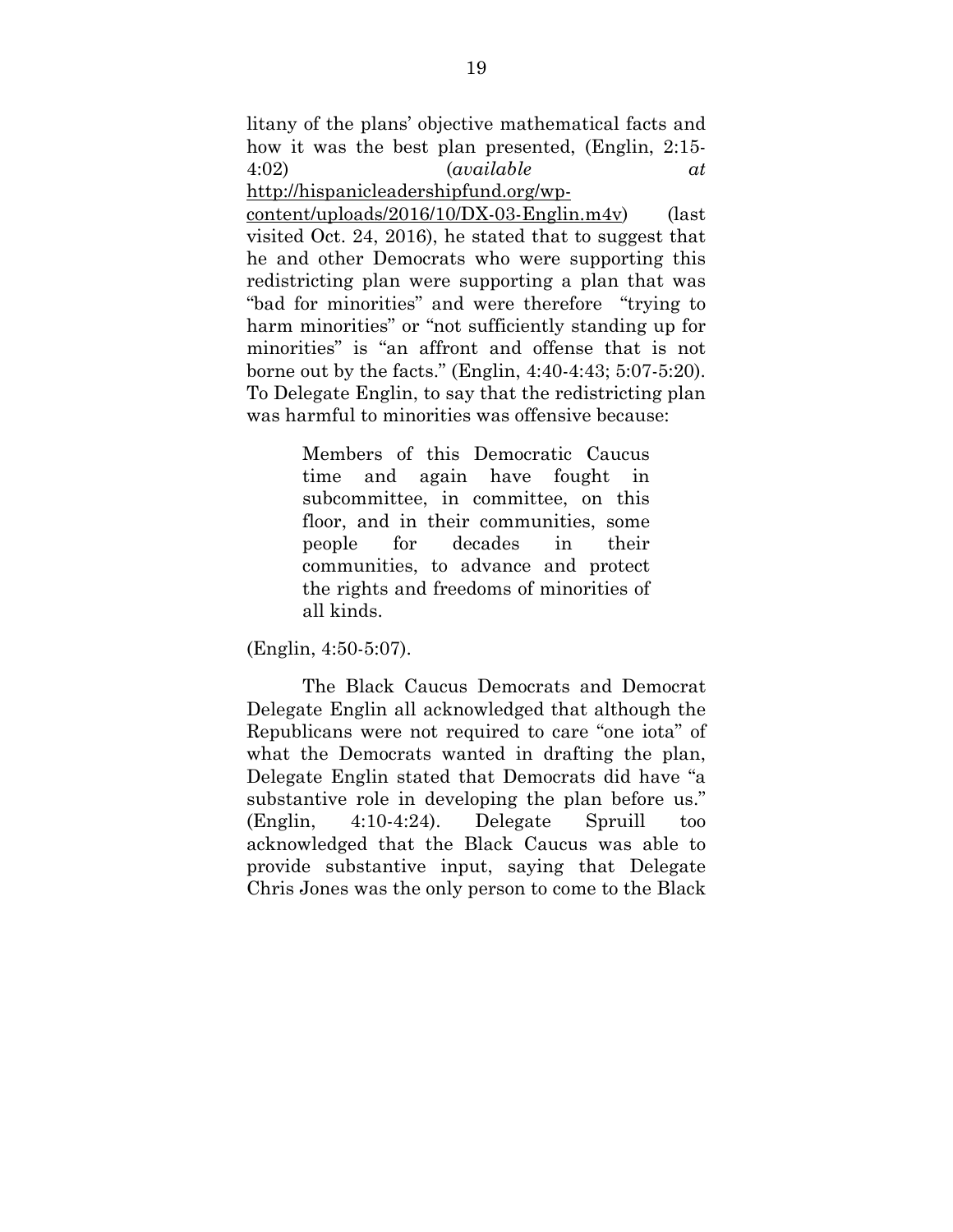litany of the plans' objective mathematical facts and how it was the best plan presented, (Englin, 2:15-4:02) (*available at* http://hispanicleadershipfund.org/wp-content/uploads/2016/10/DX-03-Englin.m4v) (last visited Oct. 24, 2016), he stated that to suggest that he and other Democrats who were supporting this redistricting plan were supporting a plan that was "bad for minorities" and were therefore "trying to harm minorities" or "not sufficiently standing up for minorities" is "an affront and offense that is not borne out by the facts." (Englin, 4:40-4:43; 5:07-5:20). To Delegate Englin, to say that the redistricting plan was harmful to minorities was offensive because:

> Members of this Democratic Caucus time and again have fought in subcommittee, in committee, on this floor, and in their communities, some people for decades in their communities, to advance and protect the rights and freedoms of minorities of all kinds.

(Englin, 4:50-5:07).

The Black Caucus Democrats and Democrat Delegate Englin all acknowledged that although the Republicans were not required to care "one iota" of what the Democrats wanted in drafting the plan, Delegate Englin stated that Democrats did have "a substantive role in developing the plan before us." (Englin, 4:10-4:24). Delegate Spruill too acknowledged that the Black Caucus was able to provide substantive input, saying that Delegate Chris Jones was the only person to come to the Black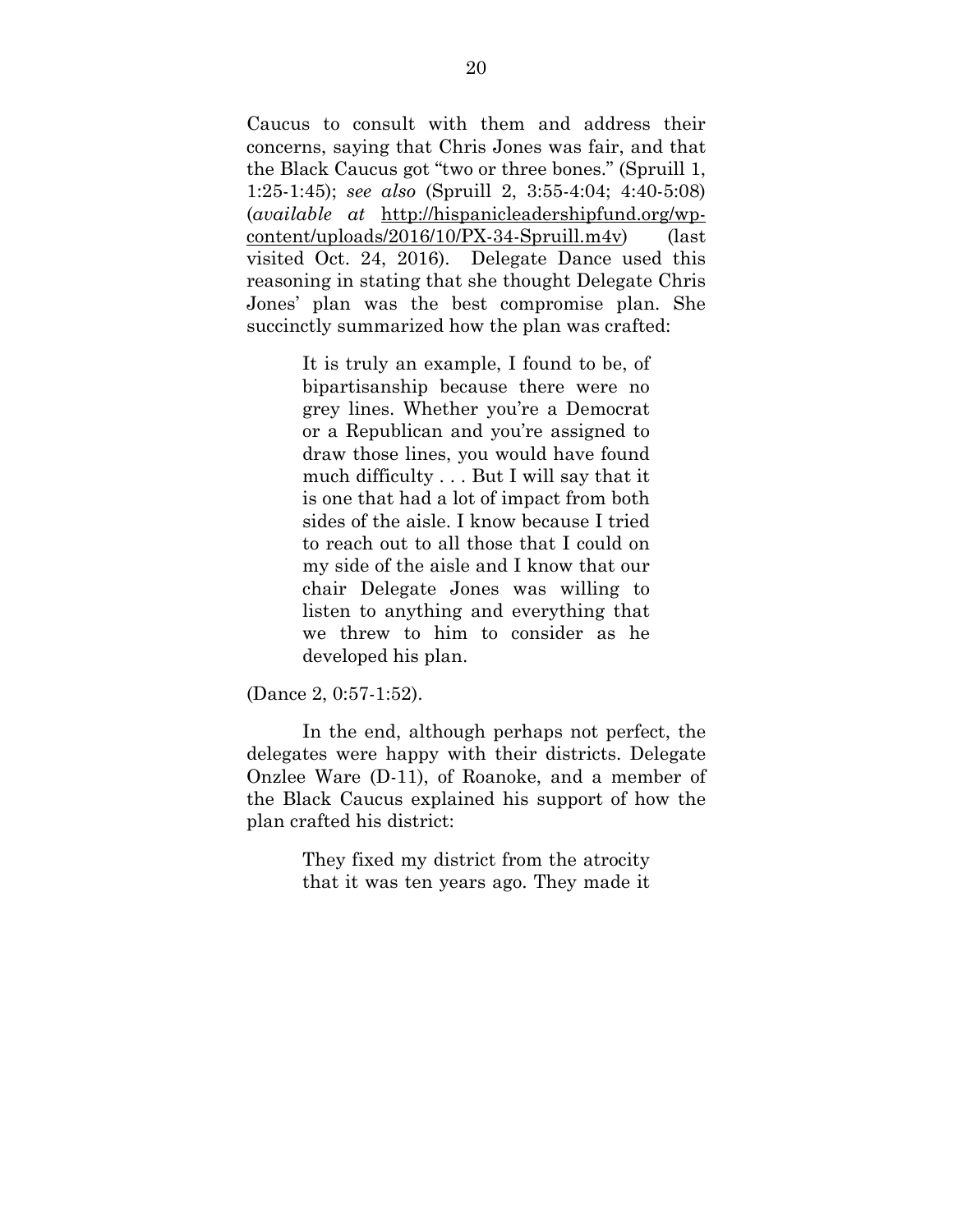Caucus to consult with them and address their concerns, saying that Chris Jones was fair, and that the Black Caucus got "two or three bones." (Spruill 1, 1:25-1:45); *see also* (Spruill 2, 3:55-4:04; 4:40-5:08) (*available at* http://hispanicleadershipfund.org/wp-content/uploads/2016/10/PX-34-Spruill.m4v) (last visited Oct. 24, 2016). Delegate Dance used this reasoning in stating that she thought Delegate Chris Jones' plan was the best compromise plan. She succinctly summarized how the plan was crafted:

> It is truly an example, I found to be, of bipartisanship because there were no grey lines. Whether you're a Democrat or a Republican and you're assigned to draw those lines, you would have found much difficulty . . . But I will say that it is one that had a lot of impact from both sides of the aisle. I know because I tried to reach out to all those that I could on my side of the aisle and I know that our chair Delegate Jones was willing to listen to anything and everything that we threw to him to consider as he developed his plan.

(Dance 2, 0:57-1:52).

In the end, although perhaps not perfect, the delegates were happy with their districts. Delegate Onzlee Ware (D-11), of Roanoke, and a member of the Black Caucus explained his support of how the plan crafted his district:

> They fixed my district from the atrocity that it was ten years ago. They made it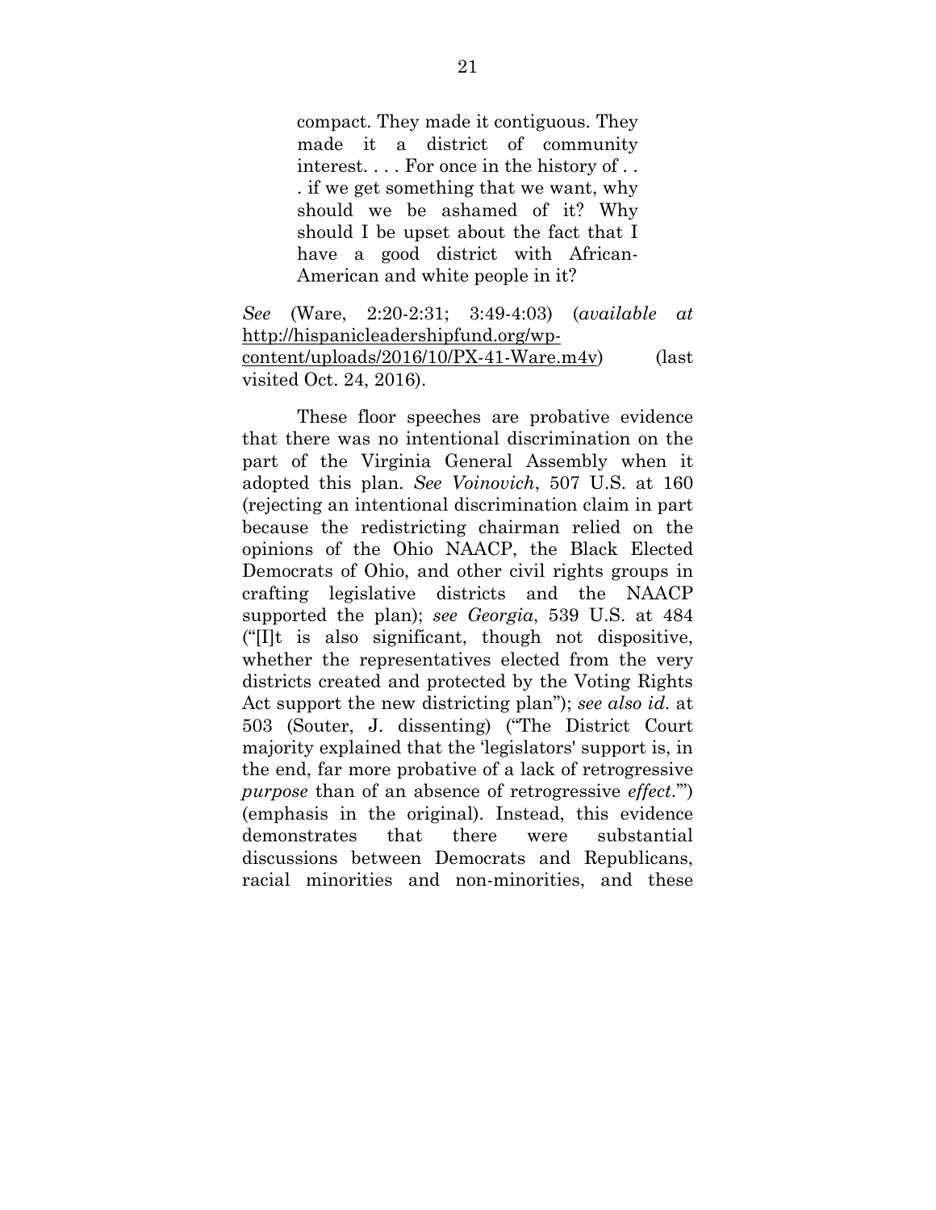> compact. They made it contiguous. They made it a district of community interest. . . . For once in the history of . . . if we get something that we want, why should we be ashamed of it? Why should I be upset about the fact that I have a good district with African-American and white people in it?

*See* (Ware, 2:20-2:31; 3:49-4:03) (*available at* http://hispanicleadershipfund.org/wp-content/uploads/2016/10/PX-41-Ware.m4v) (last visited Oct. 24, 2016).

These floor speeches are probative evidence that there was no intentional discrimination on the part of the Virginia General Assembly when it adopted this plan. *See Voinovich*, 507 U.S. at 160 (rejecting an intentional discrimination claim in part because the redistricting chairman relied on the opinions of the Ohio NAACP, the Black Elected Democrats of Ohio, and other civil rights groups in crafting legislative districts and the NAACP supported the plan); *see Georgia*, 539 U.S. at 484 ("[I]t is also significant, though not dispositive, whether the representatives elected from the very districts created and protected by the Voting Rights Act support the new districting plan"); *see also id.* at 503 (Souter, J. dissenting) ("The District Court majority explained that the 'legislators' support is, in the end, far more probative of a lack of retrogressive *purpose* than of an absence of retrogressive *effect*.'") (emphasis in the original). Instead, this evidence demonstrates that there were substantial discussions between Democrats and Republicans, racial minorities and non-minorities, and these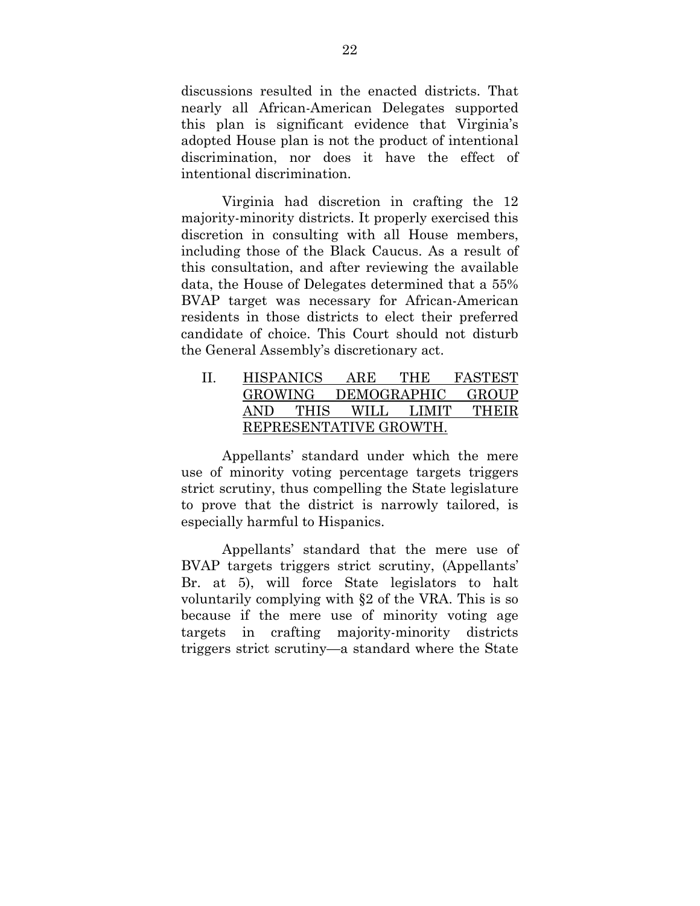discussions resulted in the enacted districts. That nearly all African-American Delegates supported this plan is significant evidence that Virginia's adopted House plan is not the product of intentional discrimination, nor does it have the effect of intentional discrimination.

Virginia had discretion in crafting the 12 majority-minority districts. It properly exercised this discretion in consulting with all House members, including those of the Black Caucus. As a result of this consultation, and after reviewing the available data, the House of Delegates determined that a 55% BVAP target was necessary for African-American residents in those districts to elect their preferred candidate of choice. This Court should not disturb the General Assembly's discretionary act.

## II. HISPANICS ARE THE FASTEST GROWING DEMOGRAPHIC GROUP AND THIS WILL LIMIT THEIR REPRESENTATIVE GROWTH.

Appellants' standard under which the mere use of minority voting percentage targets triggers strict scrutiny, thus compelling the State legislature to prove that the district is narrowly tailored, is especially harmful to Hispanics.

Appellants' standard that the mere use of BVAP targets triggers strict scrutiny, (Appellants' Br. at 5), will force State legislators to halt voluntarily complying with §2 of the VRA. This is so because if the mere use of minority voting age targets in crafting majority-minority districts triggers strict scrutiny—a standard where the State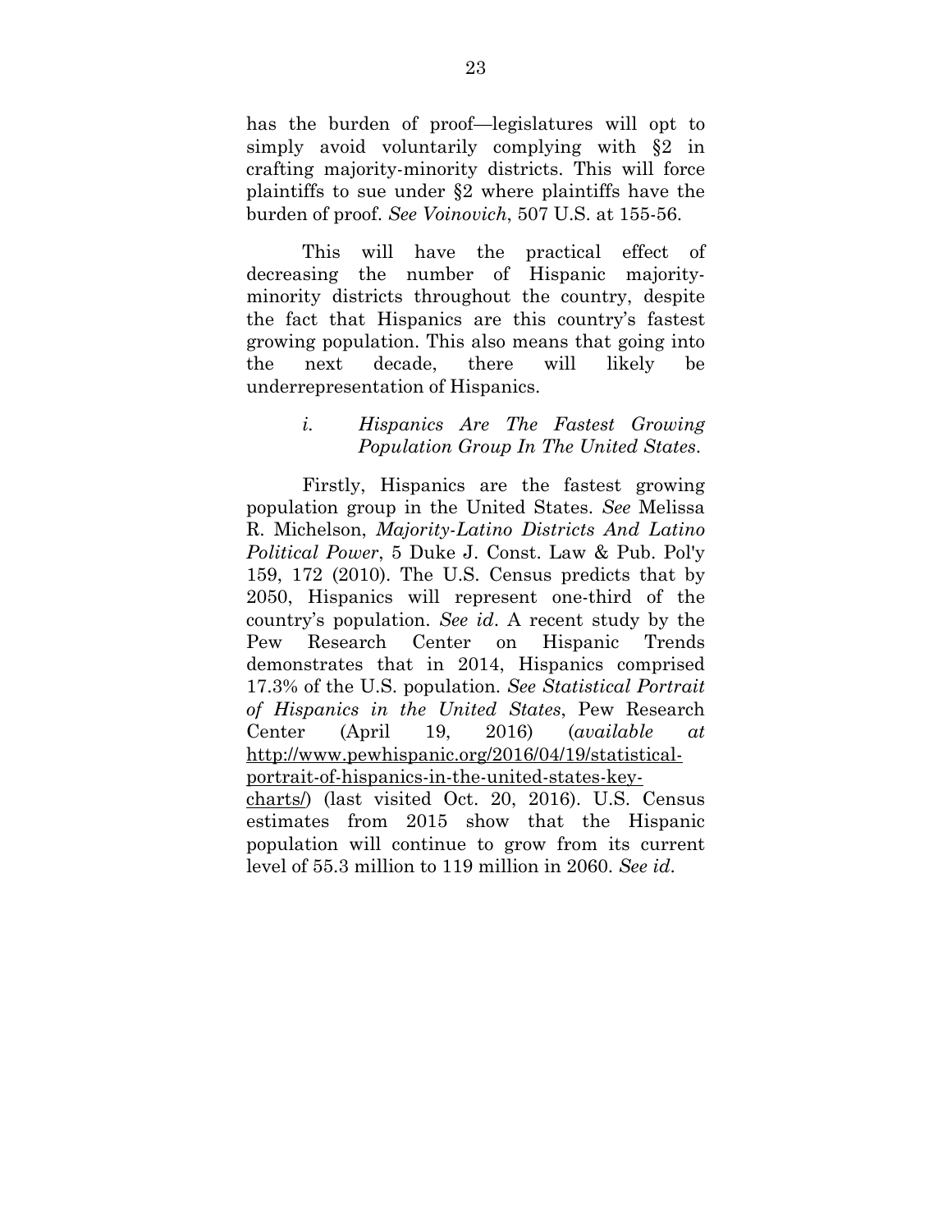has the burden of proof—legislatures will opt to simply avoid voluntarily complying with §2 in crafting majority-minority districts. This will force plaintiffs to sue under §2 where plaintiffs have the burden of proof. *See Voinovich*, 507 U.S. at 155-56.

This will have the practical effect of decreasing the number of Hispanic majority-minority districts throughout the country, despite the fact that Hispanics are this country's fastest growing population. This also means that going into the next decade, there will likely be underrepresentation of Hispanics.

> *i. Hispanics Are The Fastest Growing Population Group In The United States.*

Firstly, Hispanics are the fastest growing population group in the United States. *See* Melissa R. Michelson, *Majority-Latino Districts And Latino Political Power*, 5 Duke J. Const. Law & Pub. Pol'y 159, 172 (2010). The U.S. Census predicts that by 2050, Hispanics will represent one-third of the country's population. *See id*. A recent study by the Pew Research Center on Hispanic Trends demonstrates that in 2014, Hispanics comprised 17.3% of the U.S. population. *See Statistical Portrait of Hispanics in the United States*, Pew Research Center (April 19, 2016) (*available at* http://www.pewhispanic.org/2016/04/19/statistical-portrait-of-hispanics-in-the-united-states-key-charts/) (last visited Oct. 20, 2016). U.S. Census estimates from 2015 show that the Hispanic population will continue to grow from its current level of 55.3 million to 119 million in 2060. *See id*.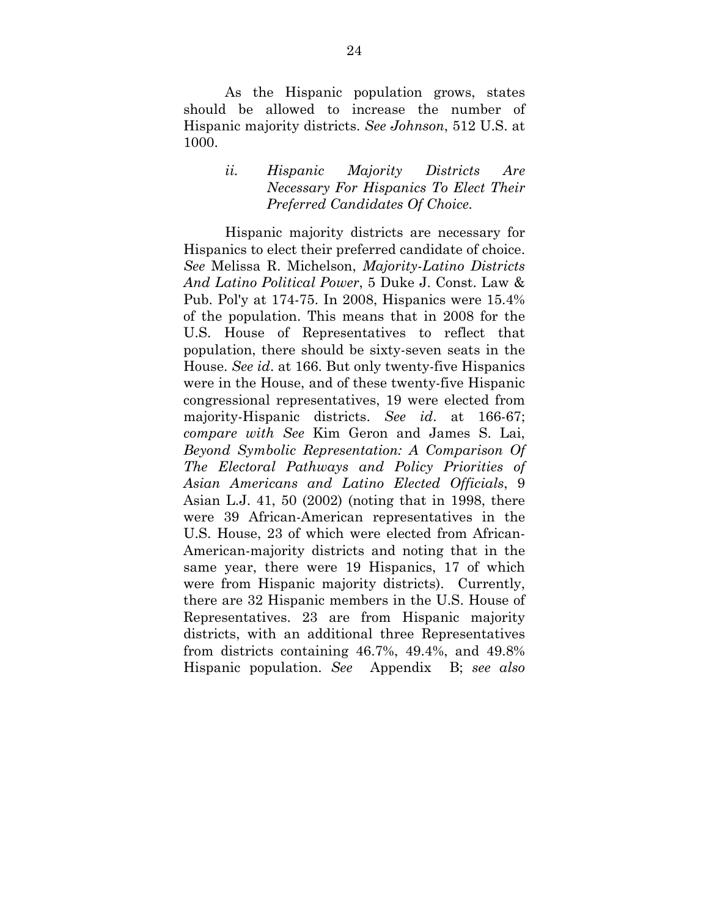As the Hispanic population grows, states should be allowed to increase the number of Hispanic majority districts. *See Johnson*, 512 U.S. at 1000.

### *ii. Hispanic Majority Districts Are Necessary For Hispanics To Elect Their Preferred Candidates Of Choice.*

Hispanic majority districts are necessary for Hispanics to elect their preferred candidate of choice. *See* Melissa R. Michelson, *Majority-Latino Districts And Latino Political Power*, 5 Duke J. Const. Law & Pub. Pol'y at 174-75. In 2008, Hispanics were 15.4% of the population. This means that in 2008 for the U.S. House of Representatives to reflect that population, there should be sixty-seven seats in the House. *See id*. at 166. But only twenty-five Hispanics were in the House, and of these twenty-five Hispanic congressional representatives, 19 were elected from majority-Hispanic districts. *See id*. at 166-67; *compare with See* Kim Geron and James S. Lai, *Beyond Symbolic Representation: A Comparison Of The Electoral Pathways and Policy Priorities of Asian Americans and Latino Elected Officials*, 9 Asian L.J. 41, 50 (2002) (noting that in 1998, there were 39 African-American representatives in the U.S. House, 23 of which were elected from African-American-majority districts and noting that in the same year, there were 19 Hispanics, 17 of which were from Hispanic majority districts). Currently, there are 32 Hispanic members in the U.S. House of Representatives. 23 are from Hispanic majority districts, with an additional three Representatives from districts containing 46.7%, 49.4%, and 49.8% Hispanic population. *See* Appendix B; *see also*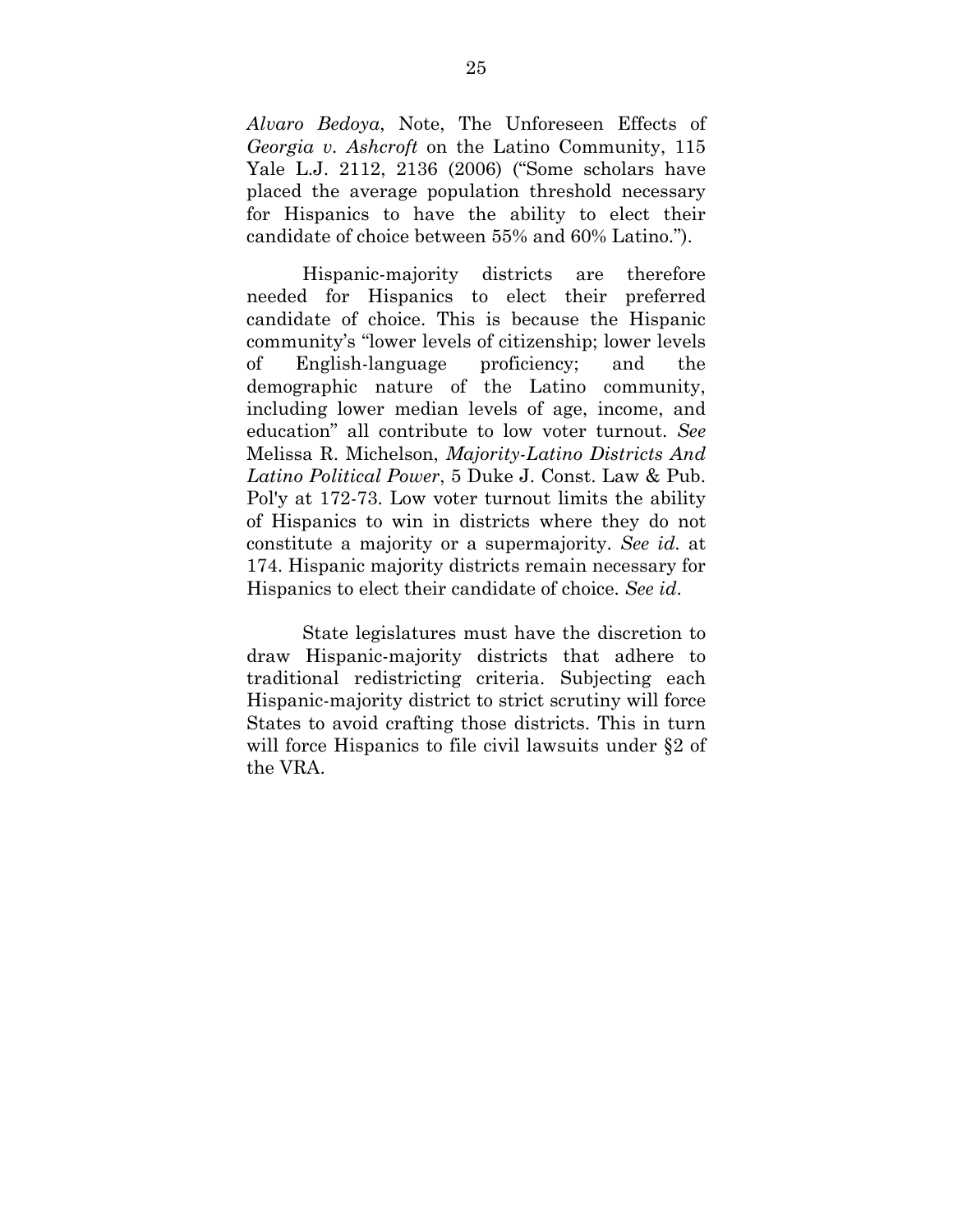*Alvaro Bedoya*, Note, The Unforeseen Effects of *Georgia v. Ashcroft* on the Latino Community, 115 Yale L.J. 2112, 2136 (2006) ("Some scholars have placed the average population threshold necessary for Hispanics to have the ability to elect their candidate of choice between 55% and 60% Latino.").

Hispanic-majority districts are therefore needed for Hispanics to elect their preferred candidate of choice. This is because the Hispanic community's "lower levels of citizenship; lower levels of English-language proficiency; and the demographic nature of the Latino community, including lower median levels of age, income, and education" all contribute to low voter turnout. *See* Melissa R. Michelson, *Majority-Latino Districts And Latino Political Power*, 5 Duke J. Const. Law & Pub. Pol'y at 172-73. Low voter turnout limits the ability of Hispanics to win in districts where they do not constitute a majority or a supermajority. *See id.* at 174. Hispanic majority districts remain necessary for Hispanics to elect their candidate of choice. *See id.*

State legislatures must have the discretion to draw Hispanic-majority districts that adhere to traditional redistricting criteria. Subjecting each Hispanic-majority district to strict scrutiny will force States to avoid crafting those districts. This in turn will force Hispanics to file civil lawsuits under §2 of the VRA.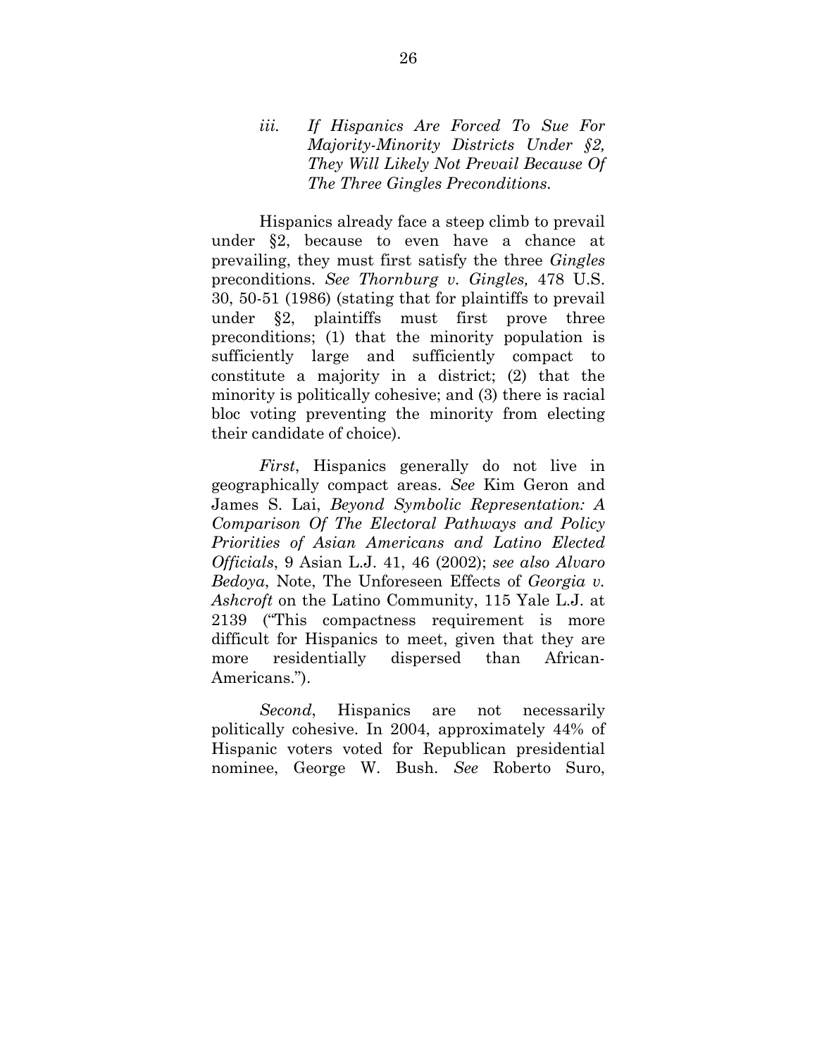### *iii. If Hispanics Are Forced To Sue For Majority-Minority Districts Under §2, They Will Likely Not Prevail Because Of The Three Gingles Preconditions.*

Hispanics already face a steep climb to prevail under §2, because to even have a chance at prevailing, they must first satisfy the three *Gingles* preconditions. *See Thornburg v. Gingles,* 478 U.S. 30, 50-51 (1986) (stating that for plaintiffs to prevail under §2, plaintiffs must first prove three preconditions; (1) that the minority population is sufficiently large and sufficiently compact to constitute a majority in a district; (2) that the minority is politically cohesive; and (3) there is racial bloc voting preventing the minority from electing their candidate of choice).

*First*, Hispanics generally do not live in geographically compact areas. *See* Kim Geron and James S. Lai, *Beyond Symbolic Representation: A Comparison Of The Electoral Pathways and Policy Priorities of Asian Americans and Latino Elected Officials*, 9 Asian L.J. 41, 46 (2002); *see also Alvaro Bedoya*, Note, The Unforeseen Effects of *Georgia v. Ashcroft* on the Latino Community, 115 Yale L.J. at 2139 ("This compactness requirement is more difficult for Hispanics to meet, given that they are more residentially dispersed than African-Americans.").

*Second*, Hispanics are not necessarily politically cohesive. In 2004, approximately 44% of Hispanic voters voted for Republican presidential nominee, George W. Bush. *See* Roberto Suro,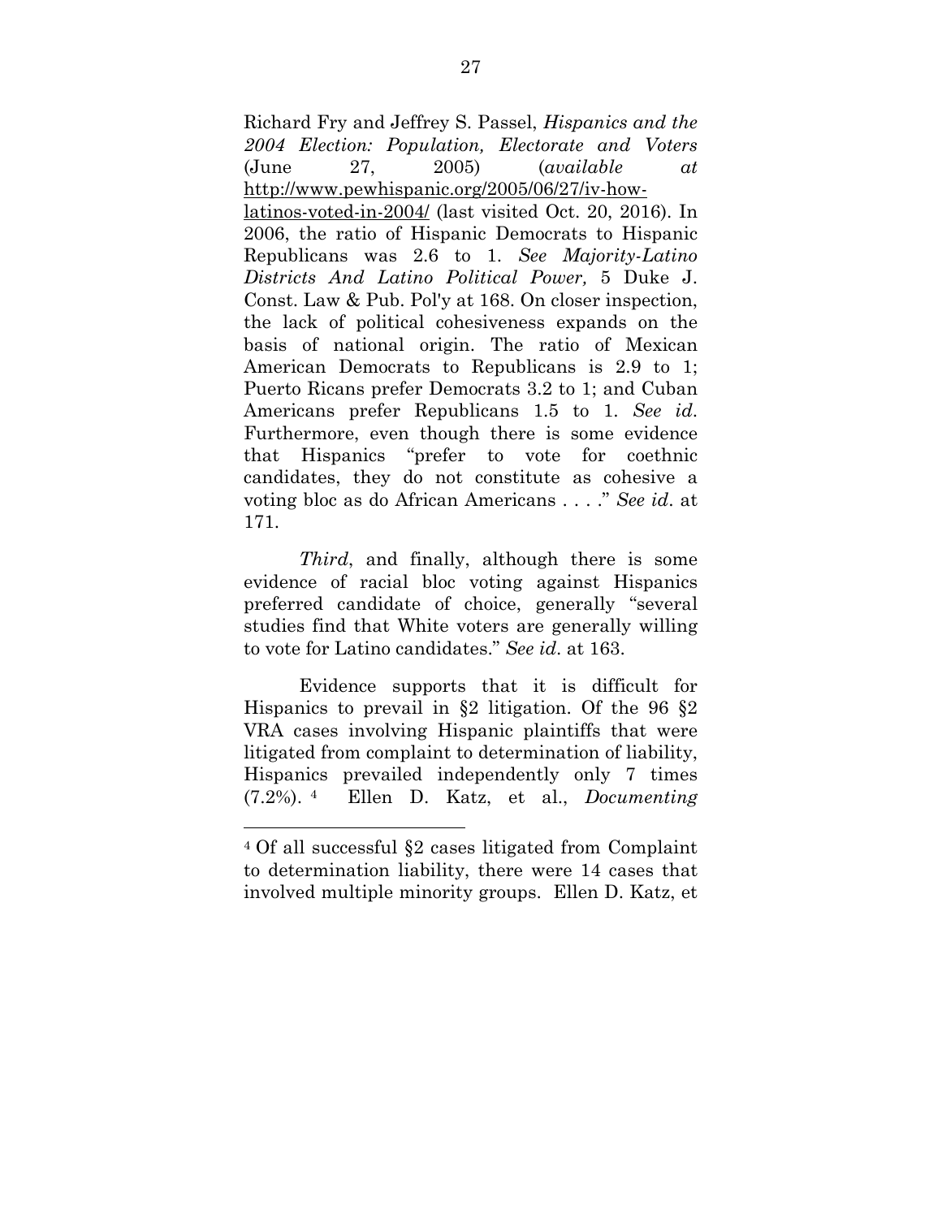Richard Fry and Jeffrey S. Passel, *Hispanics and the 2004 Election: Population, Electorate and Voters* (June 27, 2005) (*available at* http://www.pewhispanic.org/2005/06/27/iv-how-latinos-voted-in-2004/ (last visited Oct. 20, 2016). In 2006, the ratio of Hispanic Democrats to Hispanic Republicans was 2.6 to 1. *See Majority-Latino Districts And Latino Political Power,* 5 Duke J. Const. Law & Pub. Pol'y at 168. On closer inspection, the lack of political cohesiveness expands on the basis of national origin. The ratio of Mexican American Democrats to Republicans is 2.9 to 1; Puerto Ricans prefer Democrats 3.2 to 1; and Cuban Americans prefer Republicans 1.5 to 1. *See id*. Furthermore, even though there is some evidence that Hispanics "prefer to vote for coethnic candidates, they do not constitute as cohesive a voting bloc as do African Americans . . . ." *See id*. at 171.

*Third*, and finally, although there is some evidence of racial bloc voting against Hispanics preferred candidate of choice, generally "several studies find that White voters are generally willing to vote for Latino candidates." *See id*. at 163.

Evidence supports that it is difficult for Hispanics to prevail in §2 litigation. Of the 96 §2 VRA cases involving Hispanic plaintiffs that were litigated from complaint to determination of liability, Hispanics prevailed independently only 7 times (7.2%). [4] Ellen D. Katz, et al., *Documenting*

---

[4] Of all successful §2 cases litigated from Complaint to determination liability, there were 14 cases that involved multiple minority groups. Ellen D. Katz, et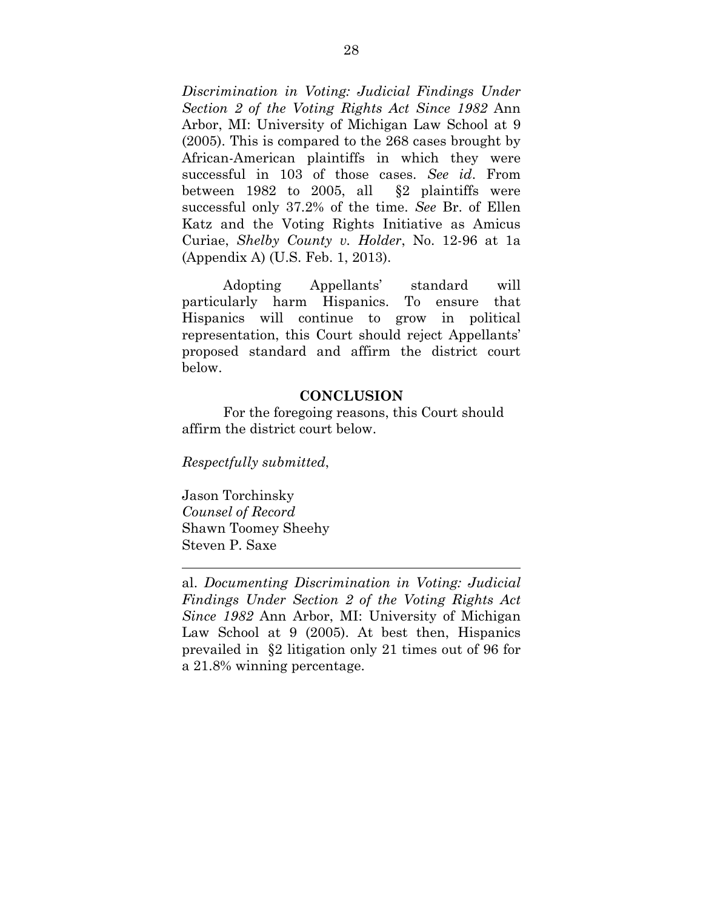*Discrimination in Voting: Judicial Findings Under Section 2 of the Voting Rights Act Since 1982* Ann Arbor, MI: University of Michigan Law School at 9 (2005). This is compared to the 268 cases brought by African-American plaintiffs in which they were successful in 103 of those cases. *See id*. From between 1982 to 2005, all §2 plaintiffs were successful only 37.2% of the time. *See* Br. of Ellen Katz and the Voting Rights Initiative as Amicus Curiae, *Shelby County v. Holder*, No. 12-96 at 1a (Appendix A) (U.S. Feb. 1, 2013).

Adopting Appellants' standard will particularly harm Hispanics. To ensure that Hispanics will continue to grow in political representation, this Court should reject Appellants' proposed standard and affirm the district court below.

## CONCLUSION

For the foregoing reasons, this Court should affirm the district court below.

*Respectfully submitted*,

Jason Torchinsky
*Counsel of Record*
Shawn Toomey Sheehy
Steven P. Saxe

---

al. *Documenting Discrimination in Voting: Judicial Findings Under Section 2 of the Voting Rights Act Since 1982* Ann Arbor, MI: University of Michigan Law School at 9 (2005). At best then, Hispanics prevailed in §2 litigation only 21 times out of 96 for a 21.8% winning percentage.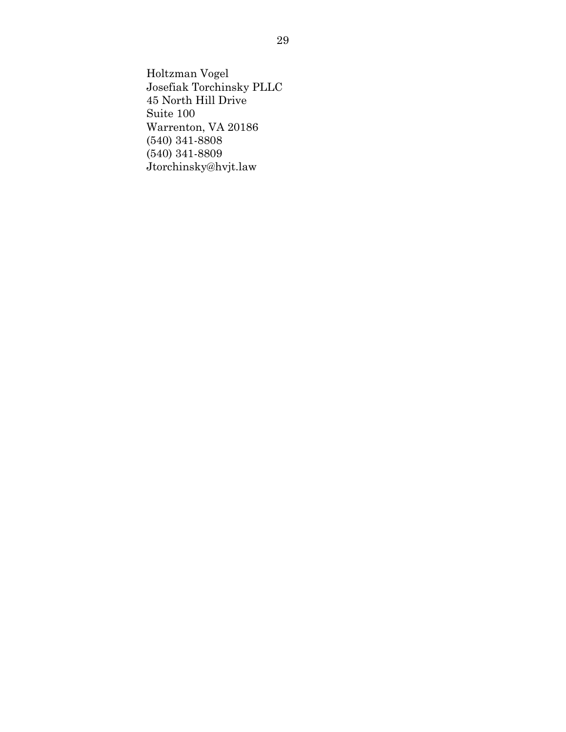Holtzman Vogel  
Josefiak Torchinsky PLLC  
45 North Hill Drive  
Suite 100  
Warrenton, VA 20186  
(540) 341-8808  
(540) 341-8809  
Jtorchinsky@hvjt.law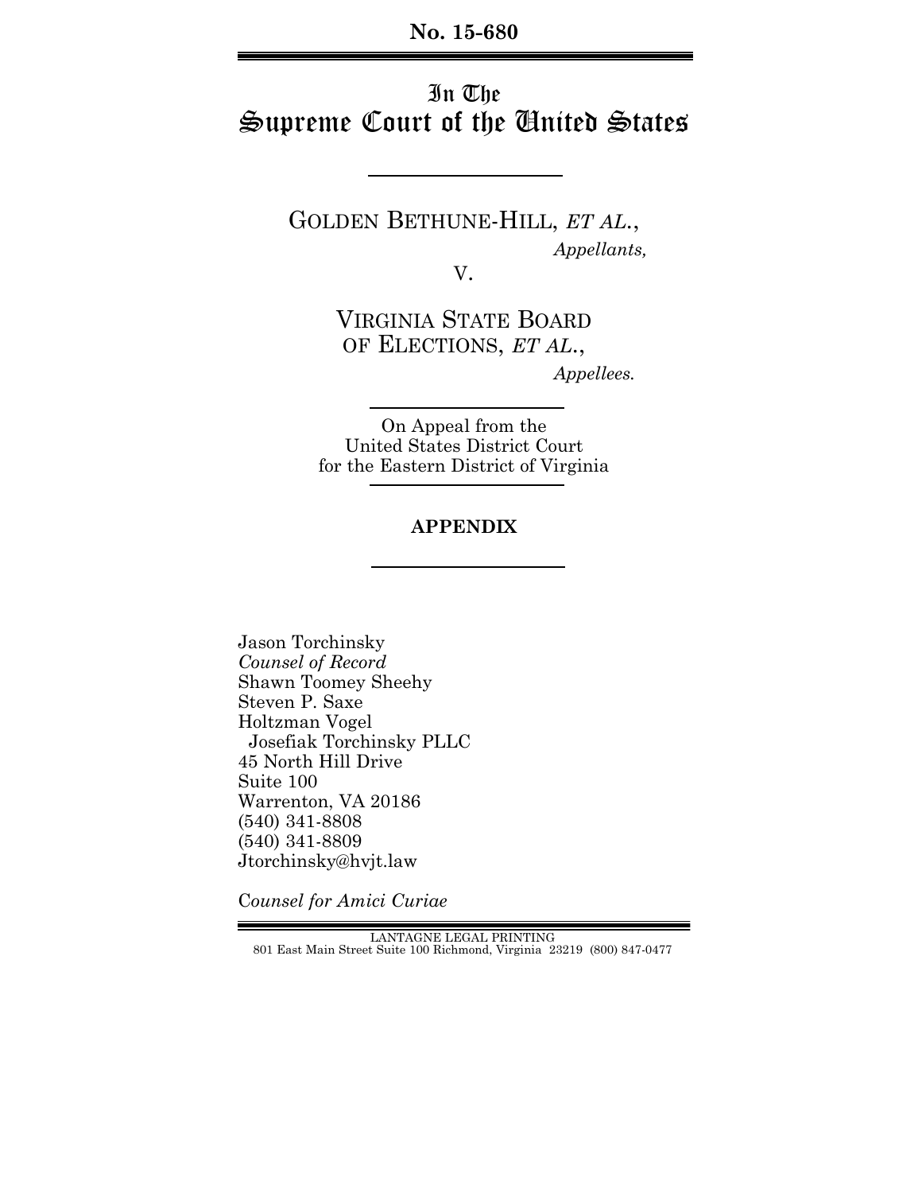**No. 15-680**

# In The Supreme Court of the United States

GOLDEN BETHUNE-HILL, *ET AL.*,

*Appellants,*

V.

VIRGINIA STATE BOARD OF ELECTIONS, *ET AL.*,

*Appellees.*

On Appeal from the United States District Court for the Eastern District of Virginia

**APPENDIX**

Jason Torchinsky
*Counsel of Record*
Shawn Toomey Sheehy
Steven P. Saxe
Holtzman Vogel
Josefiak Torchinsky PLLC
45 North Hill Drive
Suite 100
Warrenton, VA 20186
(540) 341-8808
(540) 341-8809
Jtorchinsky@hvjt.law

*Counsel for Amici Curiae*

LANTAGNE LEGAL PRINTING
801 East Main Street Suite 100 Richmond, Virginia 23219 (800) 847-0477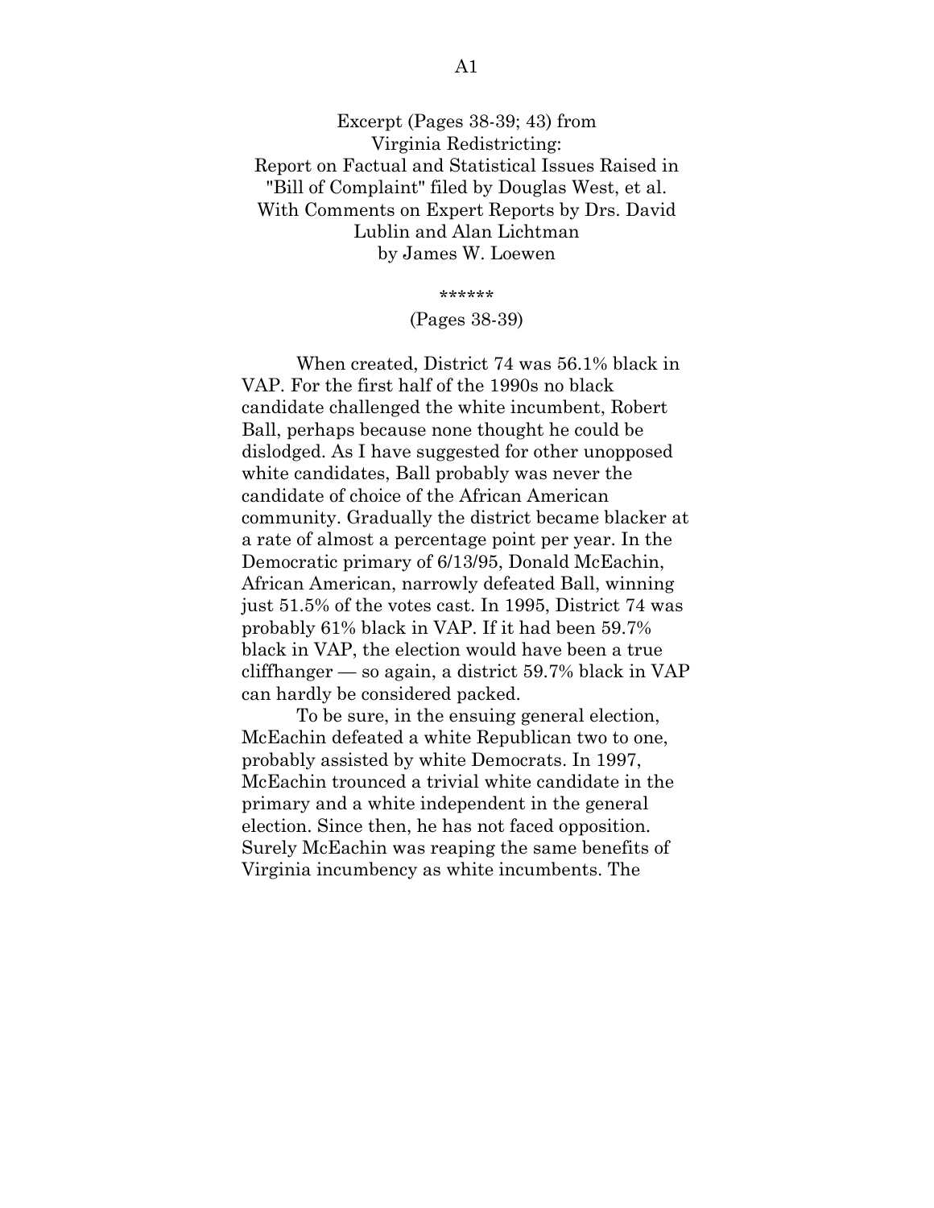Excerpt (Pages 38-39; 43) from
Virginia Redistricting:
Report on Factual and Statistical Issues Raised in "Bill of Complaint" filed by Douglas West, et al.
With Comments on Expert Reports by Drs. David Lublin and Alan Lichtman
by James W. Loewen

\*\*\*\*\*\*

(Pages 38-39)

When created, District 74 was 56.1% black in VAP. For the first half of the 1990s no black candidate challenged the white incumbent, Robert Ball, perhaps because none thought he could be dislodged. As I have suggested for other unopposed white candidates, Ball probably was never the candidate of choice of the African American community. Gradually the district became blacker at a rate of almost a percentage point per year. In the Democratic primary of 6/13/95, Donald McEachin, African American, narrowly defeated Ball, winning just 51.5% of the votes cast. In 1995, District 74 was probably 61% black in VAP. If it had been 59.7% black in VAP, the election would have been a true cliffhanger — so again, a district 59.7% black in VAP can hardly be considered packed.

To be sure, in the ensuing general election, McEachin defeated a white Republican two to one, probably assisted by white Democrats. In 1997, McEachin trounced a trivial white candidate in the primary and a white independent in the general election. Since then, he has not faced opposition. Surely McEachin was reaping the same benefits of Virginia incumbency as white incumbents. The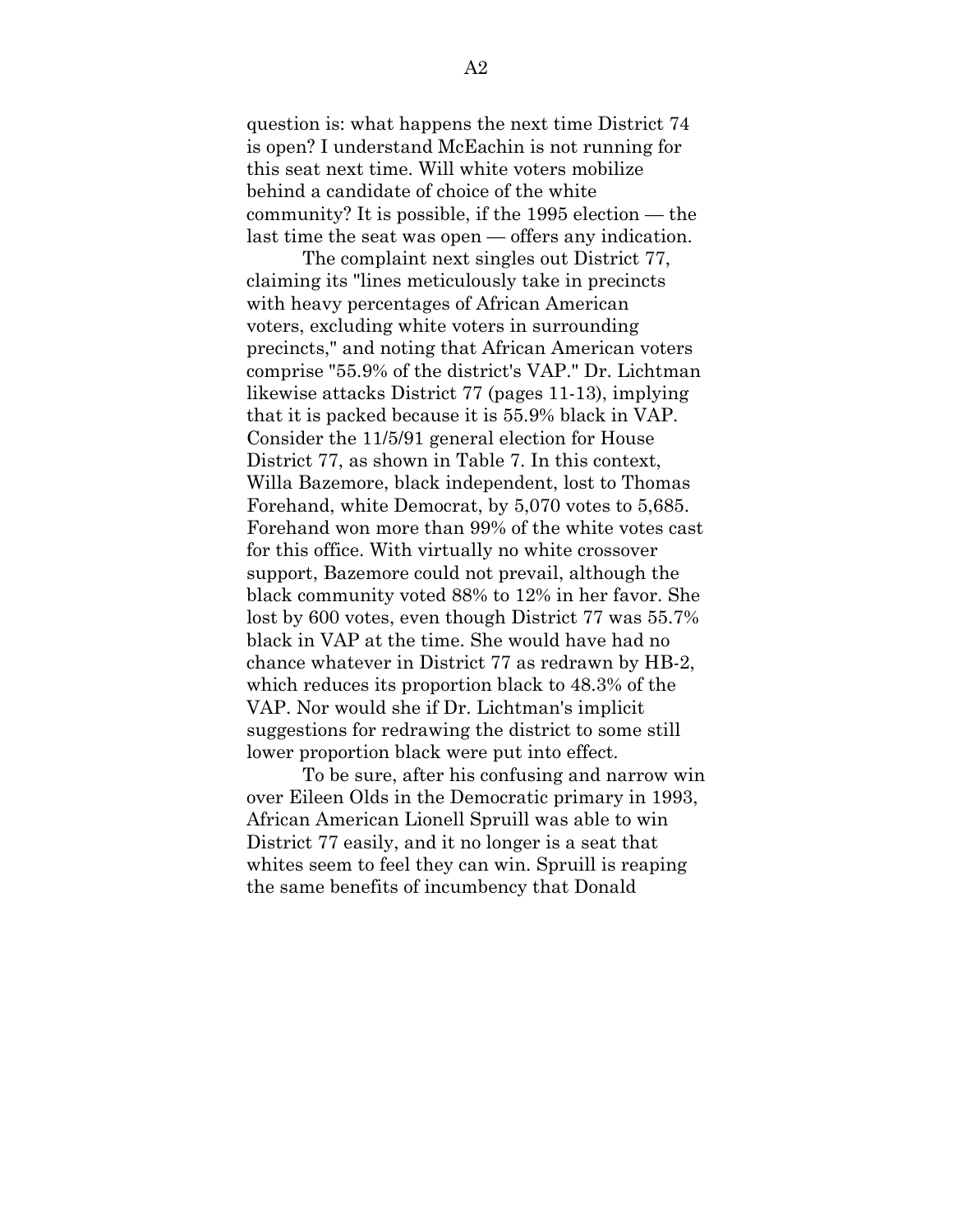question is: what happens the next time District 74 is open? I understand McEachin is not running for this seat next time. Will white voters mobilize behind a candidate of choice of the white community? It is possible, if the 1995 election — the last time the seat was open — offers any indication.

The complaint next singles out District 77, claiming its "lines meticulously take in precincts with heavy percentages of African American voters, excluding white voters in surrounding precincts," and noting that African American voters comprise "55.9% of the district's VAP." Dr. Lichtman likewise attacks District 77 (pages 11-13), implying that it is packed because it is 55.9% black in VAP. Consider the 11/5/91 general election for House District 77, as shown in Table 7. In this context, Willa Bazemore, black independent, lost to Thomas Forehand, white Democrat, by 5,070 votes to 5,685. Forehand won more than 99% of the white votes cast for this office. With virtually no white crossover support, Bazemore could not prevail, although the black community voted 88% to 12% in her favor. She lost by 600 votes, even though District 77 was 55.7% black in VAP at the time. She would have had no chance whatever in District 77 as redrawn by HB-2, which reduces its proportion black to 48.3% of the VAP. Nor would she if Dr. Lichtman's implicit suggestions for redrawing the district to some still lower proportion black were put into effect.

To be sure, after his confusing and narrow win over Eileen Olds in the Democratic primary in 1993, African American Lionell Spruill was able to win District 77 easily, and it no longer is a seat that whites seem to feel they can win. Spruill is reaping the same benefits of incumbency that Donald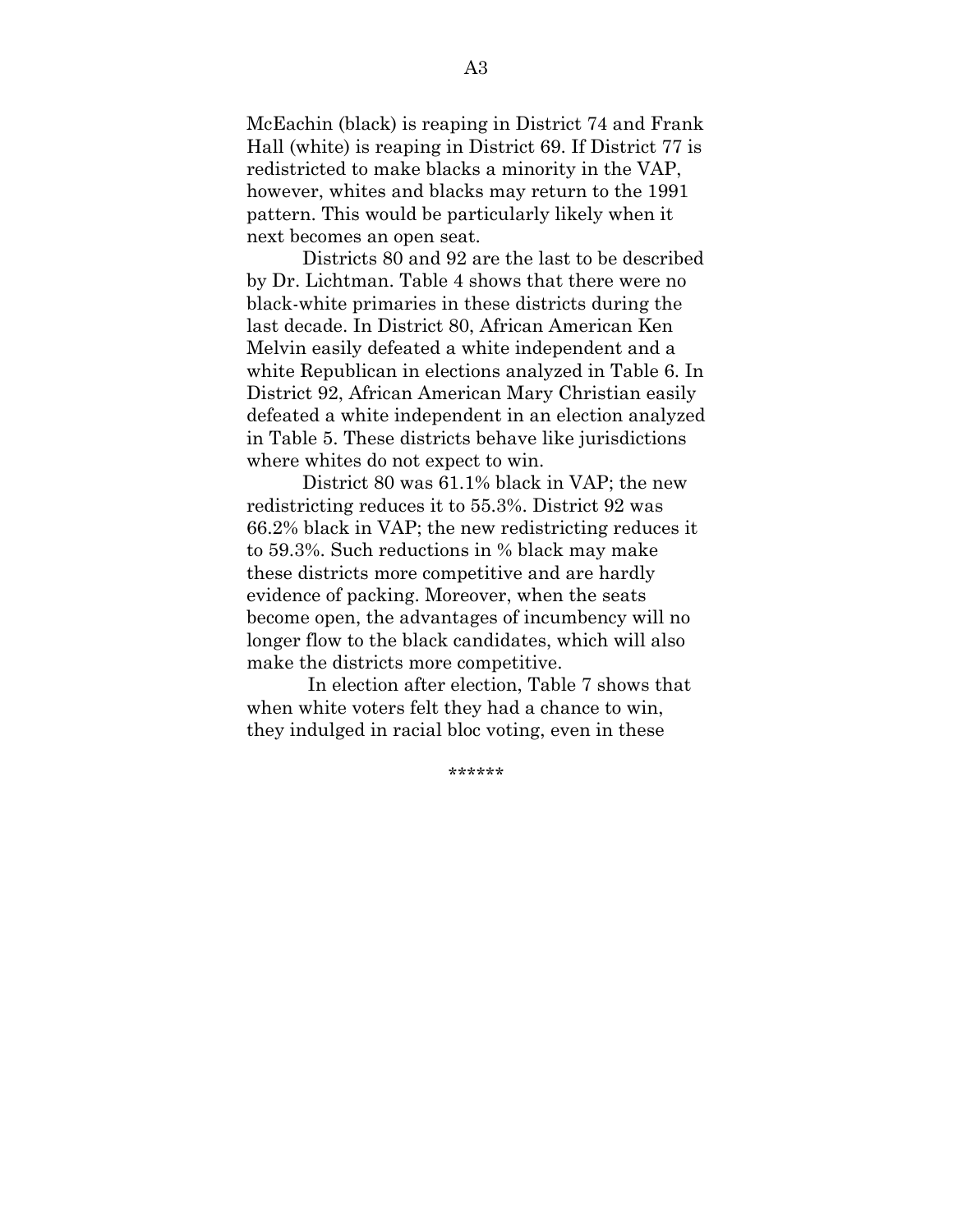McEachin (black) is reaping in District 74 and Frank Hall (white) is reaping in District 69. If District 77 is redistricted to make blacks a minority in the VAP, however, whites and blacks may return to the 1991 pattern. This would be particularly likely when it next becomes an open seat.

Districts 80 and 92 are the last to be described by Dr. Lichtman. Table 4 shows that there were no black-white primaries in these districts during the last decade. In District 80, African American Ken Melvin easily defeated a white independent and a white Republican in elections analyzed in Table 6. In District 92, African American Mary Christian easily defeated a white independent in an election analyzed in Table 5. These districts behave like jurisdictions where whites do not expect to win.

District 80 was 61.1% black in VAP; the new redistricting reduces it to 55.3%. District 92 was 66.2% black in VAP; the new redistricting reduces it to 59.3%. Such reductions in % black may make these districts more competitive and are hardly evidence of packing. Moreover, when the seats become open, the advantages of incumbency will no longer flow to the black candidates, which will also make the districts more competitive.

In election after election, Table 7 shows that when white voters felt they had a chance to win, they indulged in racial bloc voting, even in these

******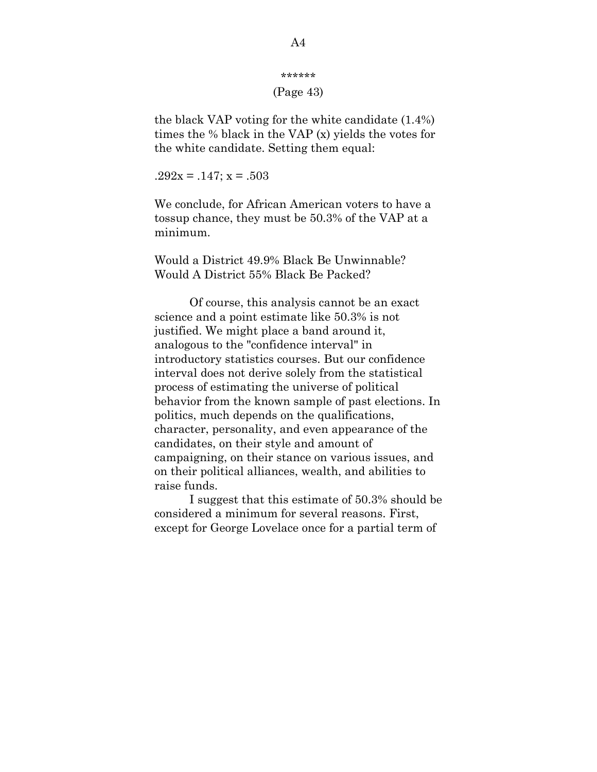******

(Page 43)

the black VAP voting for the white candidate (1.4%) times the % black in the VAP (x) yields the votes for the white candidate. Setting them equal:

$.292x = .147; x = .503$

We conclude, for African American voters to have a tossup chance, they must be 50.3% of the VAP at a minimum.

Would a District 49.9% Black Be Unwinnable?
Would A District 55% Black Be Packed?

Of course, this analysis cannot be an exact science and a point estimate like 50.3% is not justified. We might place a band around it, analogous to the "confidence interval" in introductory statistics courses. But our confidence interval does not derive solely from the statistical process of estimating the universe of political behavior from the known sample of past elections. In politics, much depends on the qualifications, character, personality, and even appearance of the candidates, on their style and amount of campaigning, on their stance on various issues, and on their political alliances, wealth, and abilities to raise funds.

I suggest that this estimate of 50.3% should be considered a minimum for several reasons. First, except for George Lovelace once for a partial term of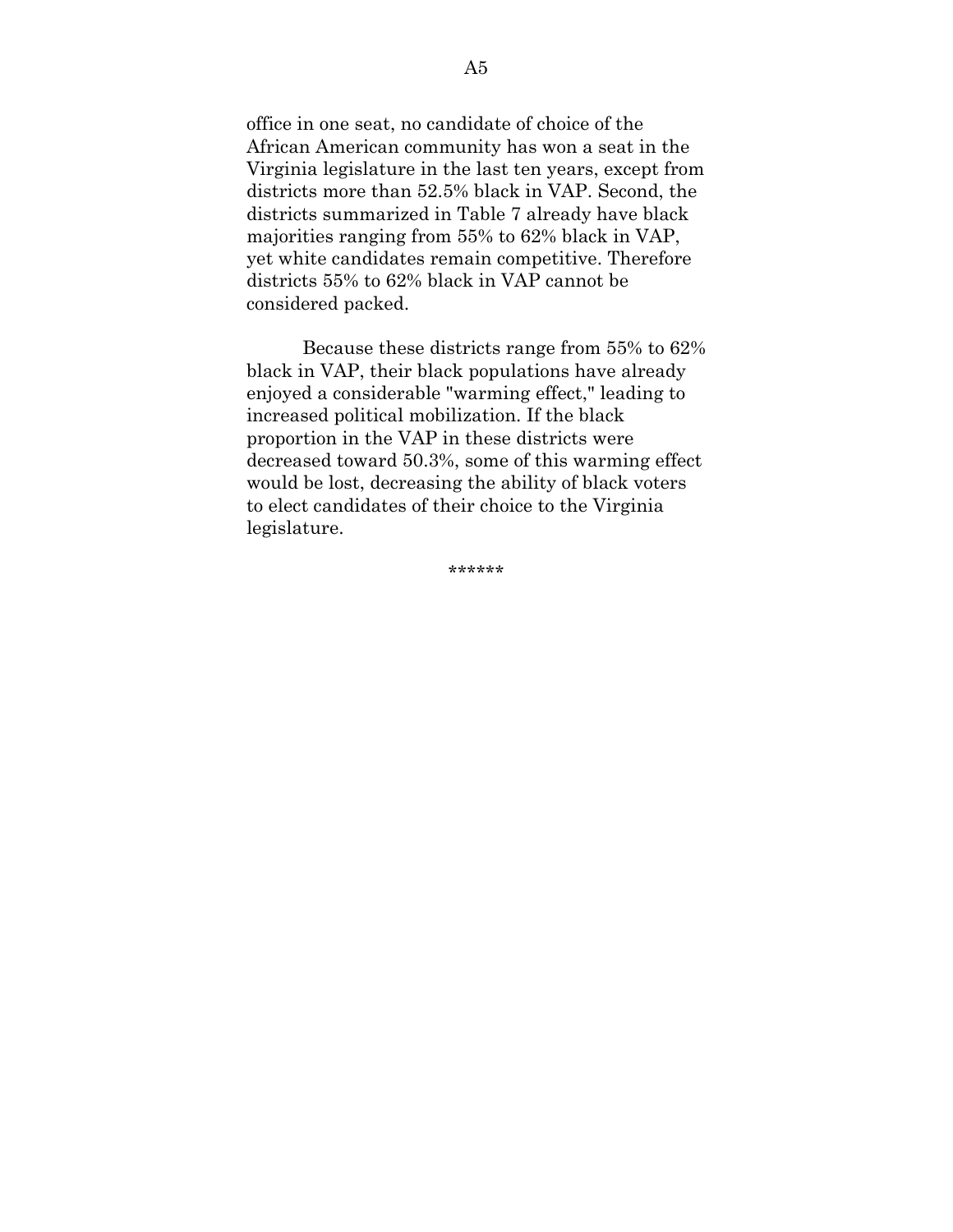office in one seat, no candidate of choice of the African American community has won a seat in the Virginia legislature in the last ten years, except from districts more than 52.5% black in VAP. Second, the districts summarized in Table 7 already have black majorities ranging from 55% to 62% black in VAP, yet white candidates remain competitive. Therefore districts 55% to 62% black in VAP cannot be considered packed.

Because these districts range from 55% to 62% black in VAP, their black populations have already enjoyed a considerable "warming effect," leading to increased political mobilization. If the black proportion in the VAP in these districts were decreased toward 50.3%, some of this warming effect would be lost, decreasing the ability of black voters to elect candidates of their choice to the Virginia legislature.

******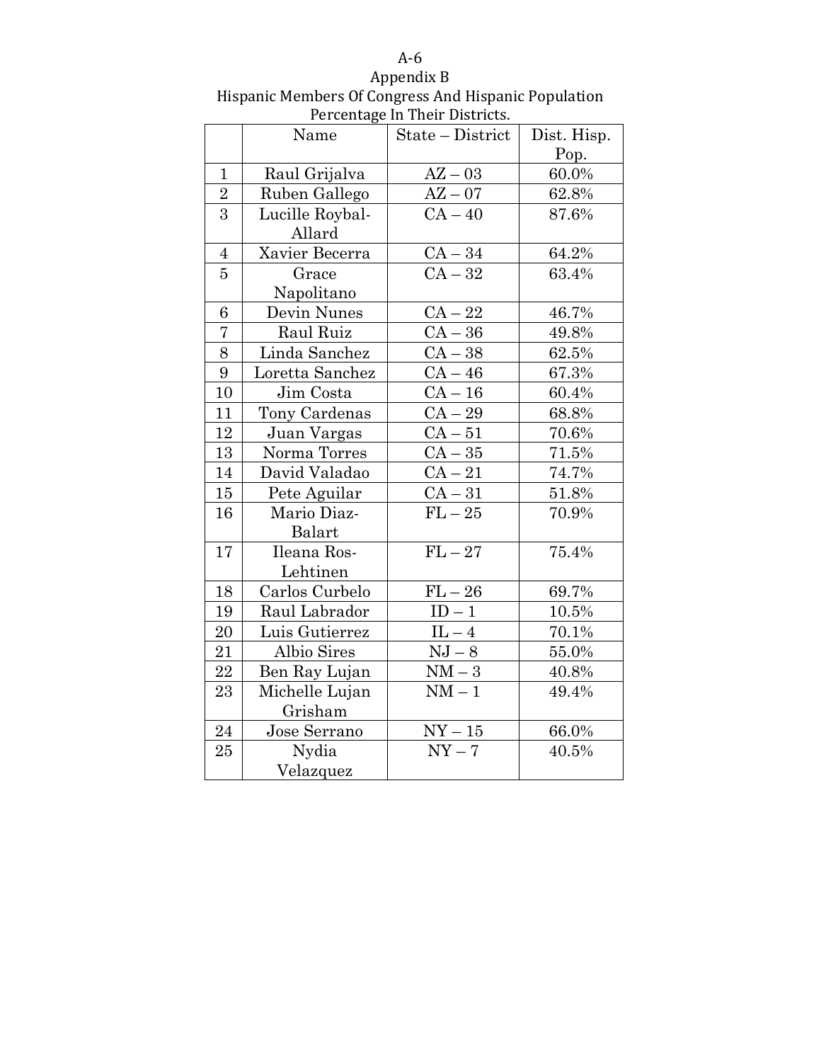A-6

## Appendix B

### Hispanic Members Of Congress And Hispanic Population Percentage In Their Districts.

| | Name | State – District | Dist. Hisp. Pop. |
|---|---|---|---|
| 1 | Raul Grijalva | AZ – 03 | 60.0% |
| 2 | Ruben Gallego | AZ – 07 | 62.8% |
| 3 | Lucille Roybal-Allard | CA – 40 | 87.6% |
| 4 | Xavier Becerra | CA – 34 | 64.2% |
| 5 | Grace Napolitano | CA – 32 | 63.4% |
| 6 | Devin Nunes | CA – 22 | 46.7% |
| 7 | Raul Ruiz | CA – 36 | 49.8% |
| 8 | Linda Sanchez | CA – 38 | 62.5% |
| 9 | Loretta Sanchez | CA – 46 | 67.3% |
| 10 | Jim Costa | CA – 16 | 60.4% |
| 11 | Tony Cardenas | CA – 29 | 68.8% |
| 12 | Juan Vargas | CA – 51 | 70.6% |
| 13 | Norma Torres | CA – 35 | 71.5% |
| 14 | David Valadao | CA – 21 | 74.7% |
| 15 | Pete Aguilar | CA – 31 | 51.8% |
| 16 | Mario Diaz-Balart | FL – 25 | 70.9% |
| 17 | Ileana Ros-Lehtinen | FL – 27 | 75.4% |
| 18 | Carlos Curbelo | FL – 26 | 69.7% |
| 19 | Raul Labrador | ID – 1 | 10.5% |
| 20 | Luis Gutierrez | IL – 4 | 70.1% |
| 21 | Albio Sires | NJ – 8 | 55.0% |
| 22 | Ben Ray Lujan | NM – 3 | 40.8% |
| 23 | Michelle Lujan Grisham | NM – 1 | 49.4% |
| 24 | Jose Serrano | NY – 15 | 66.0% |
| 25 | Nydia Velazquez | NY – 7 | 40.5% |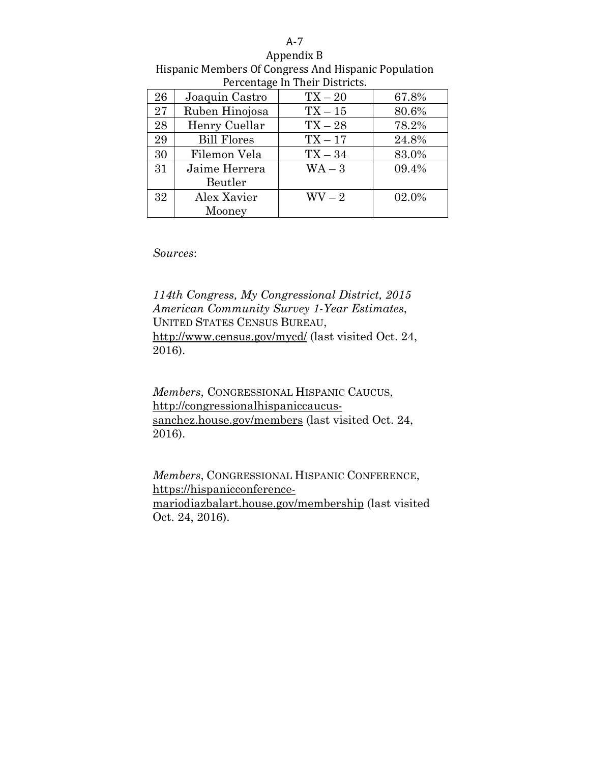Appendix B

Hispanic Members Of Congress And Hispanic Population Percentage In Their Districts.

| | | | |
|---|---|---|---|
| 26 | Joaquin Castro | TX – 20 | 67.8% |
| 27 | Ruben Hinojosa | TX – 15 | 80.6% |
| 28 | Henry Cuellar | TX – 28 | 78.2% |
| 29 | Bill Flores | TX – 17 | 24.8% |
| 30 | Filemon Vela | TX – 34 | 83.0% |
| 31 | Jaime Herrera Beutler | WA – 3 | 09.4% |
| 32 | Alex Xavier Mooney | WV – 2 | 02.0% |

*Sources*:

*114th Congress, My Congressional District, 2015 American Community Survey 1-Year Estimates*, UNITED STATES CENSUS BUREAU, http://www.census.gov/mycd/ (last visited Oct. 24, 2016).

*Members*, CONGRESSIONAL HISPANIC CAUCUS, http://congressionalhispaniccaucus-sanchez.house.gov/members (last visited Oct. 24, 2016).

*Members*, CONGRESSIONAL HISPANIC CONFERENCE, https://hispanicconference-mariodiazbalart.house.gov/membership (last visited Oct. 24, 2016).